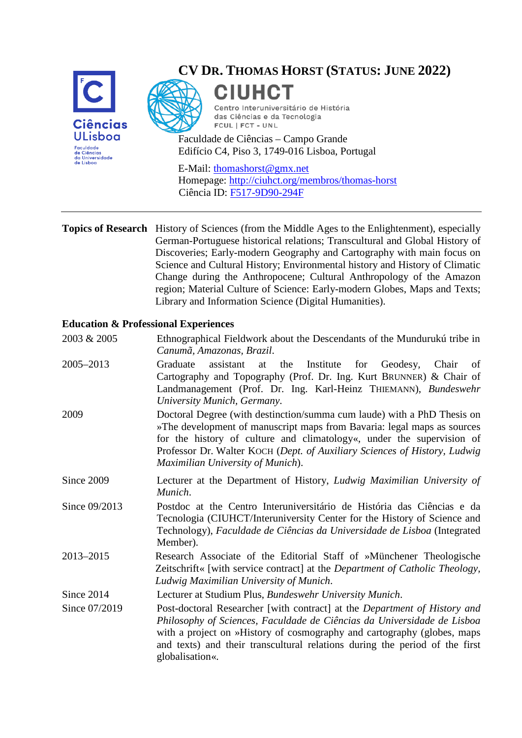# CV Dr. Thomas Horst (Status: June 2022)

Ciências ULisboa
Faculdade de Ciências da Universidade de Lisboa

CIUHCT
Centro Interuniversitário de História das Ciências e da Tecnologia
FCUL | FCT - UNL

Faculdade de Ciências – Campo Grande
Edifício C4, Piso 3, 1749-016 Lisboa, Portugal

E-Mail: thomashorst@gmx.net
Homepage: http://ciuhct.org/membros/thomas-horst
Ciência ID: F517-9D90-294F

---

**Topics of Research** History of Sciences (from the Middle Ages to the Enlightenment), especially German-Portuguese historical relations; Transcultural and Global History of Discoveries; Early-modern Geography and Cartography with main focus on Science and Cultural History; Environmental history and History of Climatic Change during the Anthropocene; Cultural Anthropology of the Amazon region; Material Culture of Science: Early-modern Globes, Maps and Texts; Library and Information Science (Digital Humanities).

**Education & Professional Experiences**

| | |
|---|---|
| 2003 & 2005 | Ethnographical Fieldwork about the Descendants of the Mundurukú tribe in *Canumã, Amazonas, Brazil*. |
| 2005–2013 | Graduate assistant at the Institute for Geodesy, Chair of Cartography and Topography (Prof. Dr. Ing. Kurt Brunner) & Chair of Landmanagement (Prof. Dr. Ing. Karl-Heinz Thiemann), *Bundeswehr University Munich, Germany*. |
| 2009 | Doctoral Degree (with destinction/summa cum laude) with a PhD Thesis on »The development of manuscript maps from Bavaria: legal maps as sources for the history of culture and climatology«, under the supervision of Professor Dr. Walter Koch (*Dept. of Auxiliary Sciences of History, Ludwig Maximilian University of Munich*). |
| Since 2009 | Lecturer at the Department of History, *Ludwig Maximilian University of Munich*. |
| Since 09/2013 | Postdoc at the Centro Interuniversitário de História das Ciências e da Tecnologia (CIUHCT/Interuniversity Center for the History of Science and Technology), *Faculdade de Ciências da Universidade de Lisboa* (Integrated Member). |
| 2013–2015 | Research Associate of the Editorial Staff of »Münchener Theologische Zeitschrift« [with service contract] at the *Department of Catholic Theology, Ludwig Maximilian University of Munich*. |
| Since 2014 | Lecturer at Studium Plus, *Bundeswehr University Munich*. |
| Since 07/2019 | Post-doctoral Researcher [with contract] at the *Department of History and Philosophy of Sciences, Faculdade de Ciências da Universidade de Lisboa* with a project on »History of cosmography and cartography (globes, maps and texts) and their transcultural relations during the period of the first globalisation«. |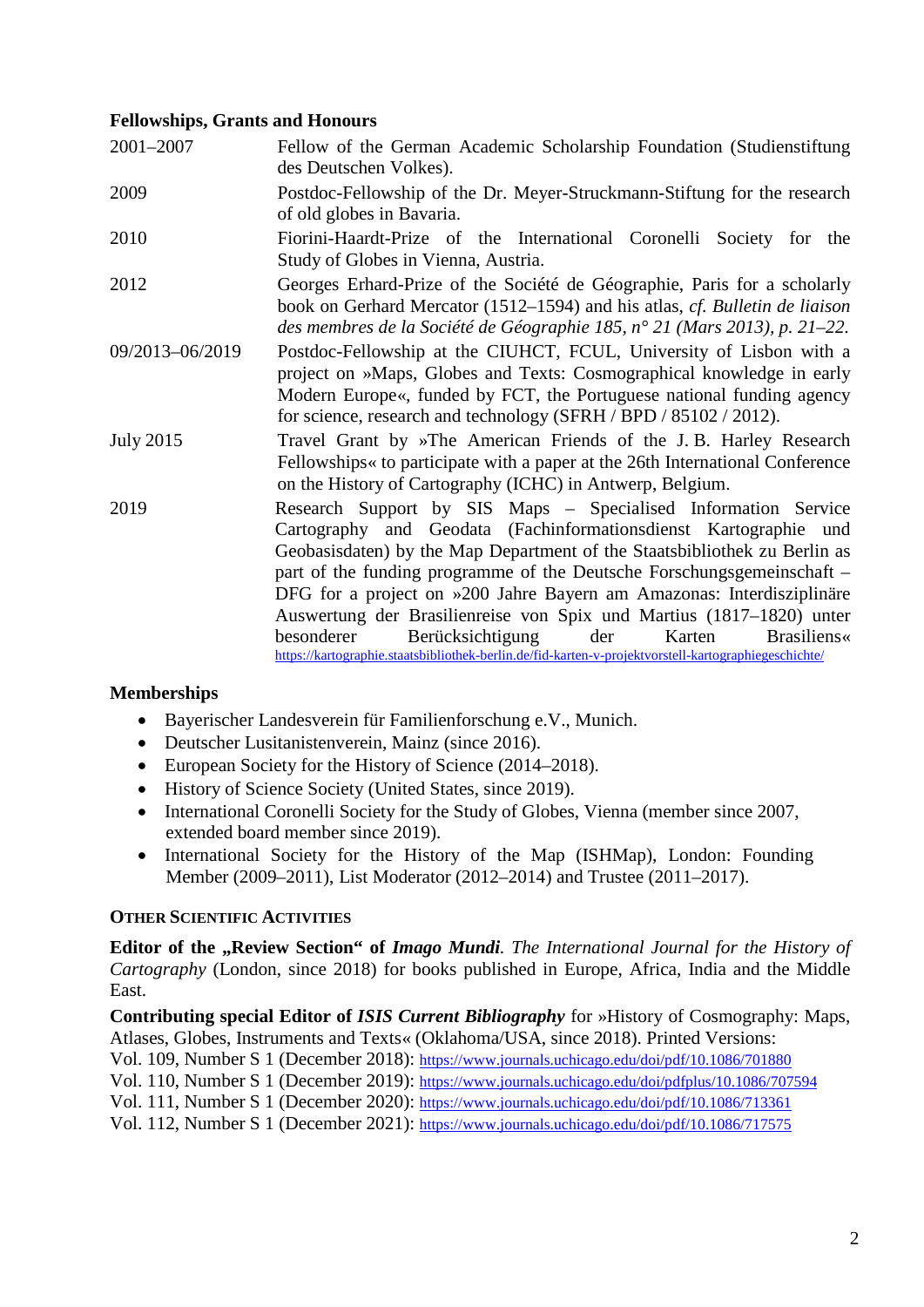## Fellowships, Grants and Honours

| | |
|---|---|
| 2001–2007 | Fellow of the German Academic Scholarship Foundation (Studienstiftung des Deutschen Volkes). |
| 2009 | Postdoc-Fellowship of the Dr. Meyer-Struckmann-Stiftung for the research of old globes in Bavaria. |
| 2010 | Fiorini-Haardt-Prize of the International Coronelli Society for the Study of Globes in Vienna, Austria. |
| 2012 | Georges Erhard-Prize of the Société de Géographie, Paris for a scholarly book on Gerhard Mercator (1512–1594) and his atlas, *cf. Bulletin de liaison des membres de la Société de Géographie 185, n° 21 (Mars 2013), p. 21–22.* |
| 09/2013–06/2019 | Postdoc-Fellowship at the CIUHCT, FCUL, University of Lisbon with a project on »Maps, Globes and Texts: Cosmographical knowledge in early Modern Europe«, funded by FCT, the Portuguese national funding agency for science, research and technology (SFRH / BPD / 85102 / 2012). |
| July 2015 | Travel Grant by »The American Friends of the J. B. Harley Research Fellowships« to participate with a paper at the 26th International Conference on the History of Cartography (ICHC) in Antwerp, Belgium. |
| 2019 | Research Support by SIS Maps – Specialised Information Service Cartography and Geodata (Fachinformationsdienst Kartographie und Geobasisdaten) by the Map Department of the Staatsbibliothek zu Berlin as part of the funding programme of the Deutsche Forschungsgemeinschaft – DFG for a project on »200 Jahre Bayern am Amazonas: Interdisziplinäre Auswertung der Brasilienreise von Spix und Martius (1817–1820) unter besonderer Berücksichtigung der Karten Brasiliens« https://kartographie.staatsbibliothek-berlin.de/fid-karten-v-projektvorstell-kartographiegeschichte/ |

## Memberships

- Bayerischer Landesverein für Familienforschung e.V., Munich.
- Deutscher Lusitanistenverein, Mainz (since 2016).
- European Society for the History of Science (2014–2018).
- History of Science Society (United States, since 2019).
- International Coronelli Society for the Study of Globes, Vienna (member since 2007, extended board member since 2019).
- International Society for the History of the Map (ISHMap), London: Founding Member (2009–2011), List Moderator (2012–2014) and Trustee (2011–2017).

## Other Scientific Activities

**Editor of the „Review Section" of *Imago Mundi*.** *The International Journal for the History of Cartography* (London, since 2018) for books published in Europe, Africa, India and the Middle East.

**Contributing special Editor of *ISIS Current Bibliography*** for »History of Cosmography: Maps, Atlases, Globes, Instruments and Texts« (Oklahoma/USA, since 2018). Printed Versions:
Vol. 109, Number S 1 (December 2018): https://www.journals.uchicago.edu/doi/pdf/10.1086/701880
Vol. 110, Number S 1 (December 2019): https://www.journals.uchicago.edu/doi/pdfplus/10.1086/707594
Vol. 111, Number S 1 (December 2020): https://www.journals.uchicago.edu/doi/pdf/10.1086/713361
Vol. 112, Number S 1 (December 2021): https://www.journals.uchicago.edu/doi/pdf/10.1086/717575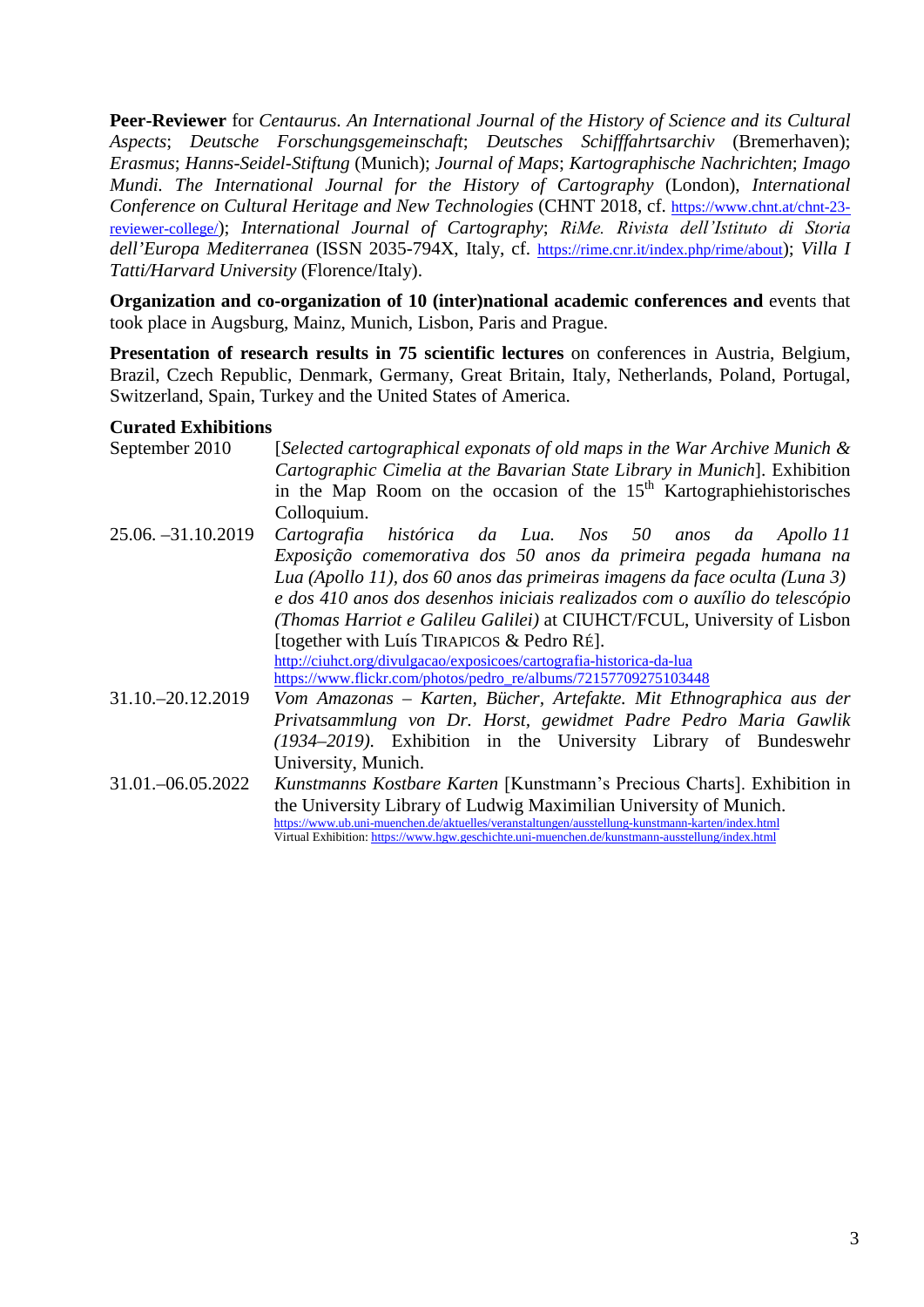**Peer-Reviewer** for *Centaurus. An International Journal of the History of Science and its Cultural Aspects*; *Deutsche Forschungsgemeinschaft*; *Deutsches Schifffahrtsarchiv* (Bremerhaven); *Erasmus*; *Hanns-Seidel-Stiftung* (Munich); *Journal of Maps*; *Kartographische Nachrichten*; *Imago Mundi. The International Journal for the History of Cartography* (London), *International Conference on Cultural Heritage and New Technologies* (CHNT 2018, cf. https://www.chnt.at/chnt-23-reviewer-college/); *International Journal of Cartography*; *RiMe. Rivista dell'Istituto di Storia dell'Europa Mediterranea* (ISSN 2035-794X, Italy, cf. https://rime.cnr.it/index.php/rime/about); *Villa I Tatti/Harvard University* (Florence/Italy).

**Organization and co-organization of 10 (inter)national academic conferences and** events that took place in Augsburg, Mainz, Munich, Lisbon, Paris and Prague.

**Presentation of research results in 75 scientific lectures** on conferences in Austria, Belgium, Brazil, Czech Republic, Denmark, Germany, Great Britain, Italy, Netherlands, Poland, Portugal, Switzerland, Spain, Turkey and the United States of America.

**Curated Exhibitions**

| | |
|---|---|
| September 2010 | [*Selected cartographical exponats of old maps in the War Archive Munich & Cartographic Cimelia at the Bavarian State Library in Munich*]. Exhibition in the Map Room on the occasion of the 15th Kartographiehistorisches Colloquium. |
| 25.06. –31.10.2019 | *Cartografia histórica da Lua. Nos 50 anos da Apollo 11 Exposição comemorativa dos 50 anos da primeira pegada humana na Lua (Apollo 11), dos 60 anos das primeiras imagens da face oculta (Luna 3) e dos 410 anos dos desenhos iniciais realizados com o auxílio do telescópio (Thomas Harriot e Galileu Galilei)* at CIUHCT/FCUL, University of Lisbon [together with Luís TIRAPICOS & Pedro RÉ]. http://ciuhct.org/divulgacao/exposicoes/cartografia-historica-da-lua https://www.flickr.com/photos/pedro_re/albums/72157709275103448 |
| 31.10.–20.12.2019 | *Vom Amazonas – Karten, Bücher, Artefakte. Mit Ethnographica aus der Privatsammlung von Dr. Horst, gewidmet Padre Pedro Maria Gawlik (1934–2019).* Exhibition in the University Library of Bundeswehr University, Munich. |
| 31.01.–06.05.2022 | *Kunstmanns Kostbare Karten* [Kunstmann's Precious Charts]. Exhibition in the University Library of Ludwig Maximilian University of Munich. https://www.ub.uni-muenchen.de/aktuelles/veranstaltungen/ausstellung-kunstmann-karten/index.html Virtual Exhibition: https://www.hgw.geschichte.uni-muenchen.de/kunstmann-ausstellung/index.html |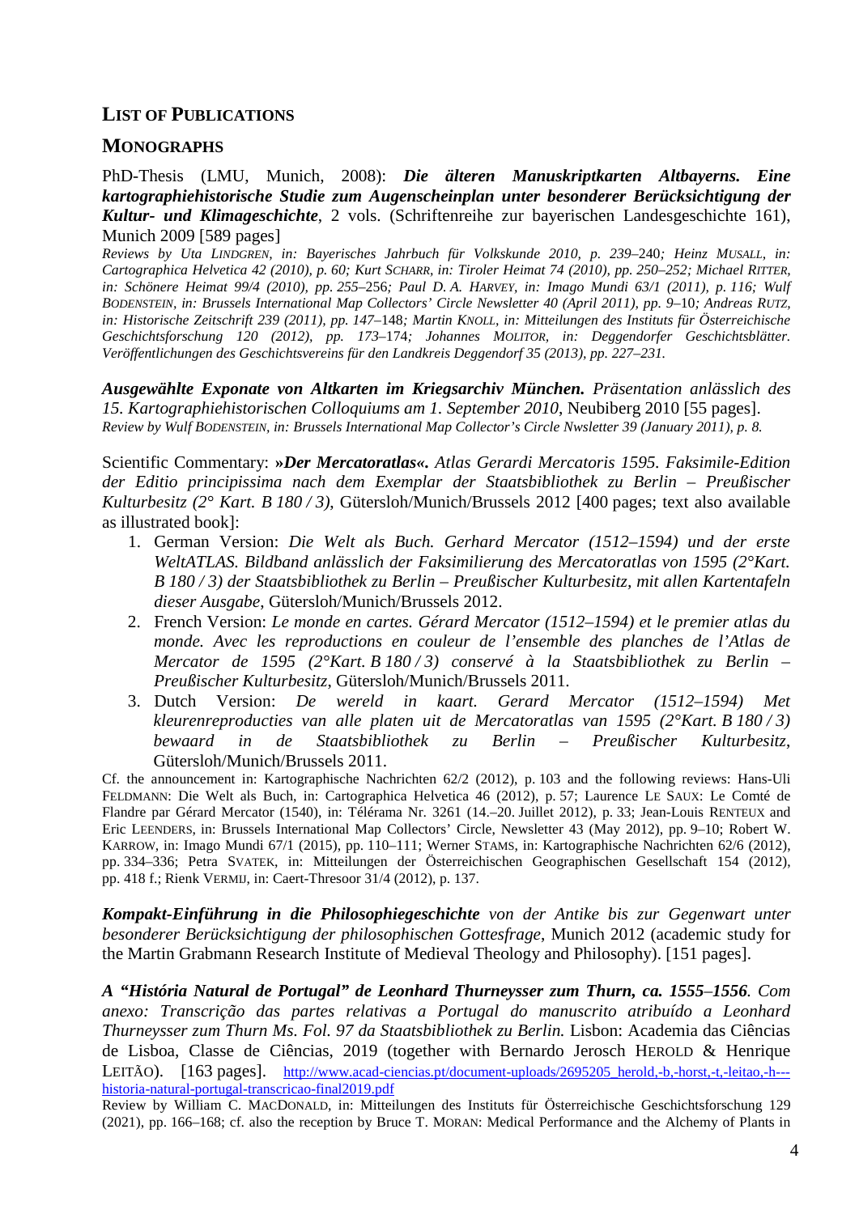## List of Publications

### Monographs

PhD-Thesis (LMU, Munich, 2008): ***Die älteren Manuskriptkarten Altbayerns. Eine kartographiehistorische Studie zum Augenscheinplan unter besonderer Berücksichtigung der Kultur- und Klimageschichte***, 2 vols. (Schriftenreihe zur bayerischen Landesgeschichte 161), Munich 2009 [589 pages]

*Reviews by Uta Lindgren, in: Bayerisches Jahrbuch für Volkskunde 2010, p. 239–240; Heinz Musall, in: Cartographica Helvetica 42 (2010), p. 60; Kurt Scharr, in: Tiroler Heimat 74 (2010), pp. 250–252; Michael Ritter, in: Schönere Heimat 99/4 (2010), pp. 255–256; Paul D. A. Harvey, in: Imago Mundi 63/1 (2011), p. 116; Wulf Bodenstein, in: Brussels International Map Collectors' Circle Newsletter 40 (April 2011), pp. 9–10; Andreas Rutz, in: Historische Zeitschrift 239 (2011), pp. 147–148; Martin Knoll, in: Mitteilungen des Instituts für Österreichische Geschichtsforschung 120 (2012), pp. 173–174; Johannes Molitor, in: Deggendorfer Geschichtsblätter. Veröffentlichungen des Geschichtsvereins für den Landkreis Deggendorf 35 (2013), pp. 227–231.*

***Ausgewählte Exponate von Altkarten im Kriegsarchiv München.*** *Präsentation anlässlich des 15. Kartographiehistorischen Colloquiums am 1. September 2010*, Neubiberg 2010 [55 pages].
*Review by Wulf Bodenstein, in: Brussels International Map Collector's Circle Nwsletter 39 (January 2011), p. 8.*

Scientific Commentary: ***»Der Mercatoratlas«.*** *Atlas Gerardi Mercatoris 1595. Faksimile-Edition der Editio principissima nach dem Exemplar der Staatsbibliothek zu Berlin – Preußischer Kulturbesitz (2° Kart. B 180 / 3)*, Gütersloh/Munich/Brussels 2012 [400 pages; text also available as illustrated book]:

1. German Version: *Die Welt als Buch. Gerhard Mercator (1512–1594) und der erste WeltATLAS. Bildband anlässlich der Faksimilierung des Mercatoratlas von 1595 (2°Kart. B 180 / 3) der Staatsbibliothek zu Berlin – Preußischer Kulturbesitz, mit allen Kartentafeln dieser Ausgabe*, Gütersloh/Munich/Brussels 2012.
2. French Version: *Le monde en cartes. Gérard Mercator (1512–1594) et le premier atlas du monde. Avec les reproductions en couleur de l'ensemble des planches de l'Atlas de Mercator de 1595 (2°Kart. B 180 / 3) conservé à la Staatsbibliothek zu Berlin – Preußischer Kulturbesitz*, Gütersloh/Munich/Brussels 2011.
3. Dutch Version: *De wereld in kaart. Gerard Mercator (1512–1594) Met kleurenreproducties van alle platen uit de Mercatoratlas van 1595 (2°Kart. B 180 / 3) bewaard in de Staatsbibliothek zu Berlin – Preußischer Kulturbesitz*, Gütersloh/Munich/Brussels 2011.

Cf. the announcement in: Kartographische Nachrichten 62/2 (2012), p. 103 and the following reviews: Hans-Uli Feldmann: Die Welt als Buch, in: Cartographica Helvetica 46 (2012), p. 57; Laurence Le Saux: Le Comté de Flandre par Gérard Mercator (1540), in: Télérama Nr. 3261 (14.–20. Juillet 2012), p. 33; Jean-Louis Renteux and Eric Leenders, in: Brussels International Map Collectors' Circle, Newsletter 43 (May 2012), pp. 9–10; Robert W. Karrow, in: Imago Mundi 67/1 (2015), pp. 110–111; Werner Stams, in: Kartographische Nachrichten 62/6 (2012), pp. 334–336; Petra Svatek, in: Mitteilungen der Österreichischen Geographischen Gesellschaft 154 (2012), pp. 418 f.; Rienk Vermij, in: Caert-Thresoor 31/4 (2012), p. 137.

***Kompakt-Einführung in die Philosophiegeschichte*** *von der Antike bis zur Gegenwart unter besonderer Berücksichtigung der philosophischen Gottesfrage*, Munich 2012 (academic study for the Martin Grabmann Research Institute of Medieval Theology and Philosophy). [151 pages].

***A "História Natural de Portugal" de Leonhard Thurneysser zum Thurn, ca. 1555–1556****. Com anexo: Transcrição das partes relativas a Portugal do manuscrito atribuído a Leonhard Thurneysser zum Thurn Ms. Fol. 97 da Staatsbibliothek zu Berlin.* Lisbon: Academia das Ciências de Lisboa, Classe de Ciências, 2019 (together with Bernardo Jerosch Herold & Henrique Leitão). [163 pages]. http://www.acad-ciencias.pt/document-uploads/2695205_herold,-b,-horst,-t,-leitao,-h---historia-natural-portugal-transcricao-final2019.pdf

Review by William C. MacDonald, in: Mitteilungen des Instituts für Österreichische Geschichtsforschung 129 (2021), pp. 166–168; cf. also the reception by Bruce T. Moran: Medical Performance and the Alchemy of Plants in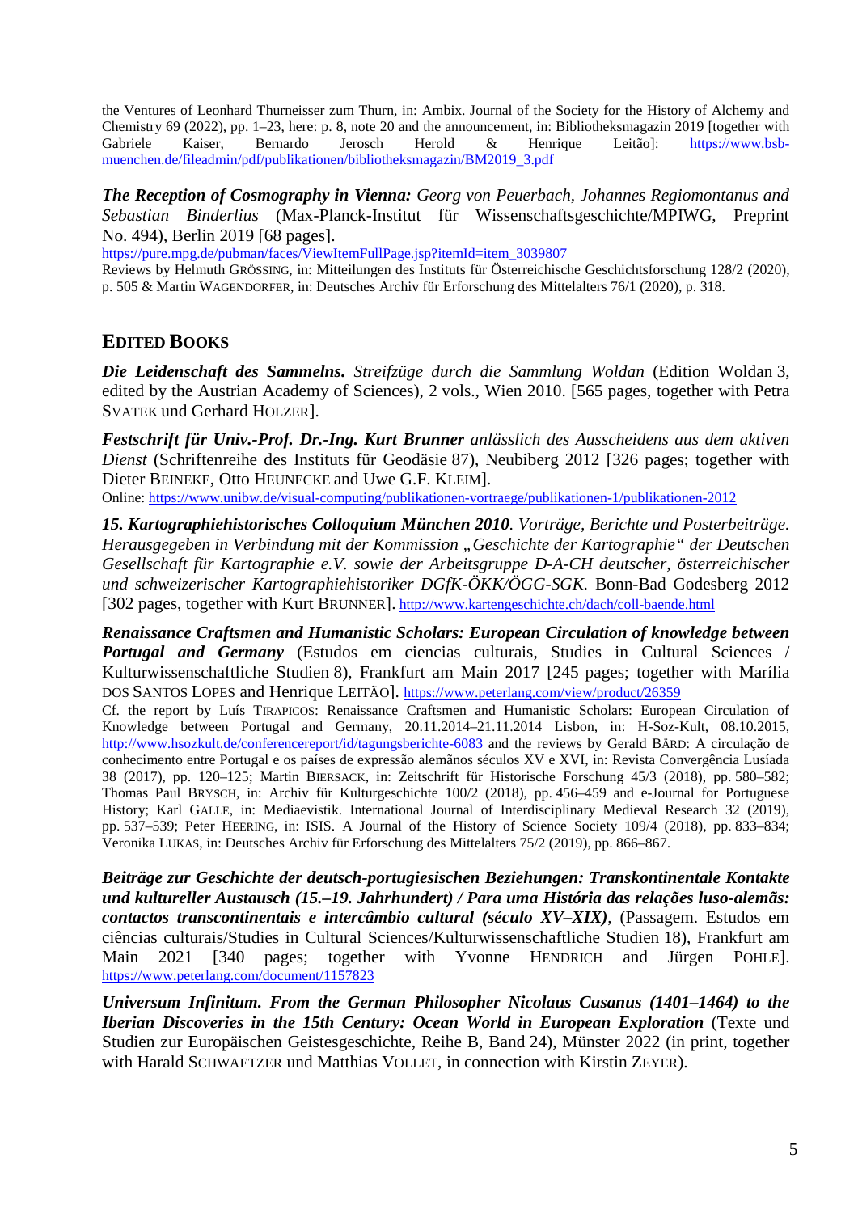the Ventures of Leonhard Thurneisser zum Thurn, in: Ambix. Journal of the Society for the History of Alchemy and Chemistry 69 (2022), pp. 1–23, here: p. 8, note 20 and the announcement, in: Bibliotheksmagazin 2019 [together with Gabriele Kaiser, Bernardo Jerosch Herold & Henrique Leitão]: https://www.bsb-muenchen.de/fileadmin/pdf/publikationen/bibliotheksmagazin/BM2019_3.pdf

***The Reception of Cosmography in Vienna:*** *Georg von Peuerbach, Johannes Regiomontanus and Sebastian Binderlius* (Max-Planck-Institut für Wissenschaftsgeschichte/MPIWG, Preprint No. 494), Berlin 2019 [68 pages].
https://pure.mpg.de/pubman/faces/ViewItemFullPage.jsp?itemId=item_3039807
Reviews by Helmuth GRÖSSING, in: Mitteilungen des Instituts für Österreichische Geschichtsforschung 128/2 (2020), p. 505 & Martin WAGENDORFER, in: Deutsches Archiv für Erforschung des Mittelalters 76/1 (2020), p. 318.

## EDITED BOOKS

***Die Leidenschaft des Sammelns.*** *Streifzüge durch die Sammlung Woldan* (Edition Woldan 3, edited by the Austrian Academy of Sciences), 2 vols., Wien 2010. [565 pages, together with Petra SVATEK und Gerhard HOLZER].

***Festschrift für Univ.-Prof. Dr.-Ing. Kurt Brunner*** *anlässlich des Ausscheidens aus dem aktiven Dienst* (Schriftenreihe des Instituts für Geodäsie 87), Neubiberg 2012 [326 pages; together with Dieter BEINEKE, Otto HEUNECKE and Uwe G.F. KLEIM].
Online: https://www.unibw.de/visual-computing/publikationen-vortraege/publikationen-1/publikationen-2012

***15. Kartographiehistorisches Colloquium München 2010****. Vorträge, Berichte und Posterbeiträge. Herausgegeben in Verbindung mit der Kommission „Geschichte der Kartographie" der Deutschen Gesellschaft für Kartographie e.V. sowie der Arbeitsgruppe D-A-CH deutscher, österreichischer und schweizerischer Kartographiehistoriker DGfK-ÖKK/ÖGG-SGK.* Bonn-Bad Godesberg 2012 [302 pages, together with Kurt BRUNNER]. http://www.kartengeschichte.ch/dach/coll-baende.html

***Renaissance Craftsmen and Humanistic Scholars: European Circulation of knowledge between Portugal and Germany*** (Estudos em ciencias culturais, Studies in Cultural Sciences / Kulturwissenschaftliche Studien 8), Frankfurt am Main 2017 [245 pages; together with Marília DOS SANTOS LOPES and Henrique LEITÃO]. https://www.peterlang.com/view/product/26359
Cf. the report by Luís TIRAPICOS: Renaissance Craftsmen and Humanistic Scholars: European Circulation of Knowledge between Portugal and Germany, 20.11.2014–21.11.2014 Lisbon, in: H-Soz-Kult, 08.10.2015, http://www.hsozkult.de/conferencereport/id/tagungsberichte-6083 and the reviews by Gerald BÄRD: A circulação de conhecimento entre Portugal e os países de expressão alemãnos séculos XV e XVI, in: Revista Convergência Lusíada 38 (2017), pp. 120–125; Martin BIERSACK, in: Zeitschrift für Historische Forschung 45/3 (2018), pp. 580–582; Thomas Paul BRYSCH, in: Archiv für Kulturgeschichte 100/2 (2018), pp. 456–459 and e-Journal for Portuguese History; Karl GALLE, in: Mediaevistik. International Journal of Interdisciplinary Medieval Research 32 (2019), pp. 537–539; Peter HEERING, in: ISIS. A Journal of the History of Science Society 109/4 (2018), pp. 833–834; Veronika LUKAS, in: Deutsches Archiv für Erforschung des Mittelalters 75/2 (2019), pp. 866–867.

***Beiträge zur Geschichte der deutsch-portugiesischen Beziehungen: Transkontinentale Kontakte und kultureller Austausch (15.–19. Jahrhundert) / Para uma História das relações luso-alemãs: contactos transcontinentais e intercâmbio cultural (século XV–XIX)***, (Passagem. Estudos em ciências culturais/Studies in Cultural Sciences/Kulturwissenschaftliche Studien 18), Frankfurt am Main 2021 [340 pages; together with Yvonne HENDRICH and Jürgen POHLE]. https://www.peterlang.com/document/1157823

***Universum Infinitum. From the German Philosopher Nicolaus Cusanus (1401–1464) to the Iberian Discoveries in the 15th Century: Ocean World in European Exploration*** (Texte und Studien zur Europäischen Geistesgeschichte, Reihe B, Band 24), Münster 2022 (in print, together with Harald SCHWAETZER und Matthias VOLLET, in connection with Kirstin ZEYER).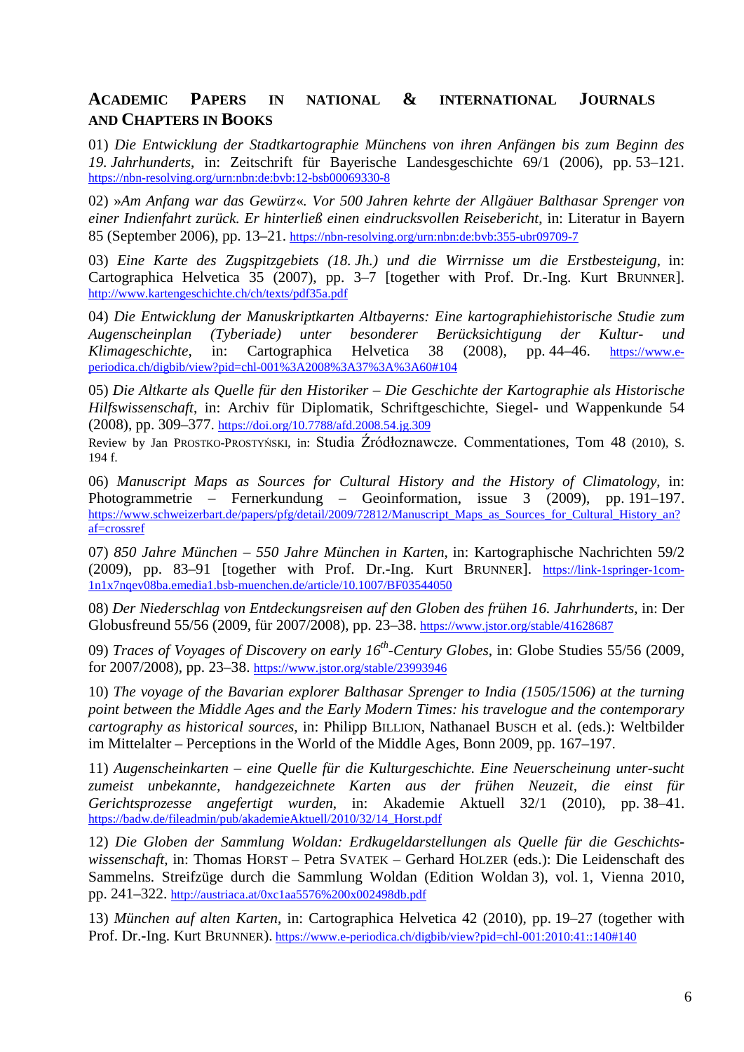## Academic Papers in National & International Journals and Chapters in Books

01) *Die Entwicklung der Stadtkartographie Münchens von ihren Anfängen bis zum Beginn des 19. Jahrhunderts*, in: Zeitschrift für Bayerische Landesgeschichte 69/1 (2006), pp. 53–121. https://nbn-resolving.org/urn:nbn:de:bvb:12-bsb00069330-8

02) »*Am Anfang war das Gewürz*«*. Vor 500 Jahren kehrte der Allgäuer Balthasar Sprenger von einer Indienfahrt zurück. Er hinterließ einen eindrucksvollen Reisebericht*, in: Literatur in Bayern 85 (September 2006), pp. 13–21. https://nbn-resolving.org/urn:nbn:de:bvb:355-ubr09709-7

03) *Eine Karte des Zugspitzgebiets (18. Jh.) und die Wirrnisse um die Erstbesteigung*, in: Cartographica Helvetica 35 (2007), pp. 3–7 [together with Prof. Dr.-Ing. Kurt Brunner]. http://www.kartengeschichte.ch/ch/texts/pdf35a.pdf

04) *Die Entwicklung der Manuskriptkarten Altbayerns: Eine kartographiehistorische Studie zum Augenscheinplan (Tyberiade) unter besonderer Berücksichtigung der Kultur- und Klimageschichte*, in: Cartographica Helvetica 38 (2008), pp. 44–46. https://www.e-periodica.ch/digbib/view?pid=chl-001%3A2008%3A37%3A%3A60#104

05) *Die Altkarte als Quelle für den Historiker – Die Geschichte der Kartographie als Historische Hilfswissenschaft*, in: Archiv für Diplomatik, Schriftgeschichte, Siegel- und Wappenkunde 54 (2008), pp. 309–377. https://doi.org/10.7788/afd.2008.54.jg.309
Review by Jan Prostko-Prostyński, in: Studia Źródłoznawcze. Commentationes, Tom 48 (2010), S. 194 f.

06) *Manuscript Maps as Sources for Cultural History and the History of Climatology*, in: Photogrammetrie – Fernerkundung – Geoinformation, issue 3 (2009), pp. 191–197. https://www.schweizerbart.de/papers/pfg/detail/2009/72812/Manuscript_Maps_as_Sources_for_Cultural_History_an?af=crossref

07) *850 Jahre München – 550 Jahre München in Karten*, in: Kartographische Nachrichten 59/2 (2009), pp. 83–91 [together with Prof. Dr.-Ing. Kurt Brunner]. https://link-1springer-1com-1n1x7nqev08ba.emedia1.bsb-muenchen.de/article/10.1007/BF03544050

08) *Der Niederschlag von Entdeckungsreisen auf den Globen des frühen 16. Jahrhunderts*, in: Der Globusfreund 55/56 (2009, für 2007/2008), pp. 23–38. https://www.jstor.org/stable/41628687

09) *Traces of Voyages of Discovery on early 16$^{th}$-Century Globes*, in: Globe Studies 55/56 (2009, for 2007/2008), pp. 23–38. https://www.jstor.org/stable/23993946

10) *The voyage of the Bavarian explorer Balthasar Sprenger to India (1505/1506) at the turning point between the Middle Ages and the Early Modern Times: his travelogue and the contemporary cartography as historical sources*, in: Philipp Billion, Nathanael Busch et al. (eds.): Weltbilder im Mittelalter – Perceptions in the World of the Middle Ages, Bonn 2009, pp. 167–197.

11) *Augenscheinkarten – eine Quelle für die Kulturgeschichte. Eine Neuerscheinung unter-sucht zumeist unbekannte, handgezeichnete Karten aus der frühen Neuzeit, die einst für Gerichtsprozesse angefertigt wurden*, in: Akademie Aktuell 32/1 (2010), pp. 38–41. https://badw.de/fileadmin/pub/akademieAktuell/2010/32/14_Horst.pdf

12) *Die Globen der Sammlung Woldan: Erdkugeldarstellungen als Quelle für die Geschichts-wissenschaft*, in: Thomas Horst – Petra Svatek – Gerhard Holzer (eds.): Die Leidenschaft des Sammelns. Streifzüge durch die Sammlung Woldan (Edition Woldan 3), vol. 1, Vienna 2010, pp. 241–322. http://austriaca.at/0xc1aa5576%200x002498db.pdf

13) *München auf alten Karten*, in: Cartographica Helvetica 42 (2010), pp. 19–27 (together with Prof. Dr.-Ing. Kurt Brunner). https://www.e-periodica.ch/digbib/view?pid=chl-001:2010:41::140#140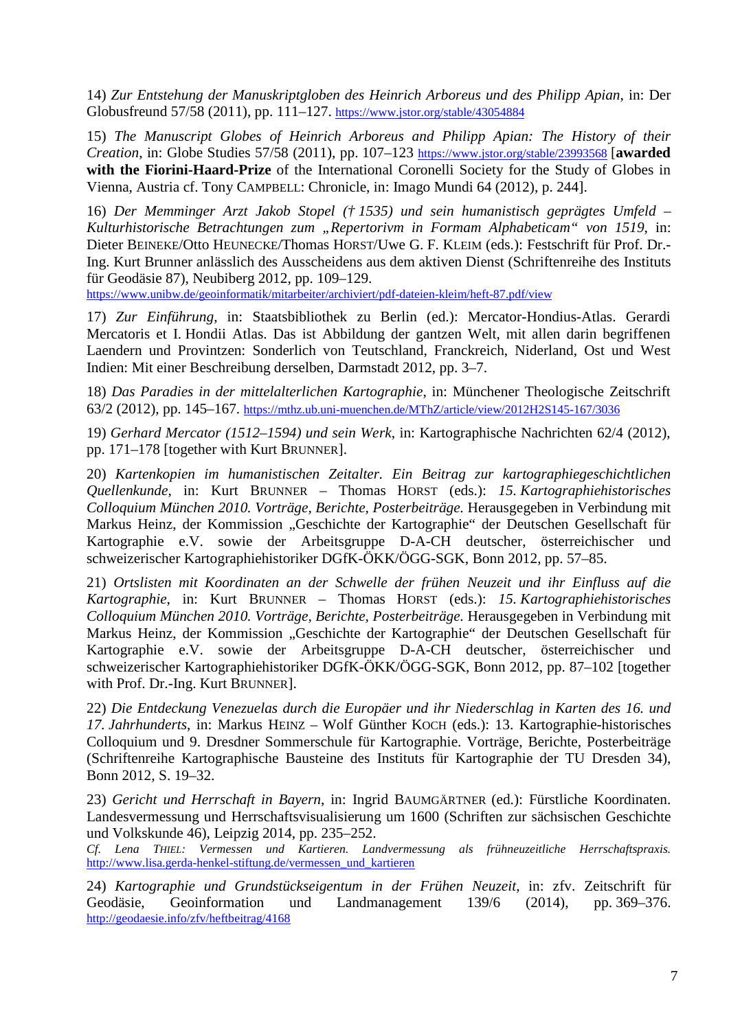14) *Zur Entstehung der Manuskriptgloben des Heinrich Arboreus und des Philipp Apian*, in: Der Globusfreund 57/58 (2011), pp. 111–127. https://www.jstor.org/stable/43054884

15) *The Manuscript Globes of Heinrich Arboreus and Philipp Apian: The History of their Creation*, in: Globe Studies 57/58 (2011), pp. 107–123 https://www.jstor.org/stable/23993568 [**awarded with the Fiorini-Haard-Prize** of the International Coronelli Society for the Study of Globes in Vienna, Austria cf. Tony CAMPBELL: Chronicle, in: Imago Mundi 64 (2012), p. 244].

16) *Der Memminger Arzt Jakob Stopel († 1535) und sein humanistisch geprägtes Umfeld – Kulturhistorische Betrachtungen zum „Repertorivm in Formam Alphabeticam" von 1519*, in: Dieter BEINEKE/Otto HEUNECKE/Thomas HORST/Uwe G. F. KLEIM (eds.): Festschrift für Prof. Dr.-Ing. Kurt Brunner anlässlich des Ausscheidens aus dem aktiven Dienst (Schriftenreihe des Instituts für Geodäsie 87), Neubiberg 2012, pp. 109–129. https://www.unibw.de/geoinformatik/mitarbeiter/archiviert/pdf-dateien-kleim/heft-87.pdf/view

17) *Zur Einführung*, in: Staatsbibliothek zu Berlin (ed.): Mercator-Hondius-Atlas. Gerardi Mercatoris et I. Hondii Atlas. Das ist Abbildung der gantzen Welt, mit allen darin begriffenen Laendern und Provintzen: Sonderlich von Teutschland, Franckreich, Niderland, Ost und West Indien: Mit einer Beschreibung derselben, Darmstadt 2012, pp. 3–7.

18) *Das Paradies in der mittelalterlichen Kartographie*, in: Münchener Theologische Zeitschrift 63/2 (2012), pp. 145–167. https://mthz.ub.uni-muenchen.de/MThZ/article/view/2012H2S145-167/3036

19) *Gerhard Mercator (1512–1594) und sein Werk*, in: Kartographische Nachrichten 62/4 (2012), pp. 171–178 [together with Kurt BRUNNER].

20) *Kartenkopien im humanistischen Zeitalter. Ein Beitrag zur kartographiegeschichtlichen Quellenkunde*, in: Kurt BRUNNER – Thomas HORST (eds.): *15. Kartographiehistorisches Colloquium München 2010. Vorträge, Berichte, Posterbeiträge.* Herausgegeben in Verbindung mit Markus Heinz, der Kommission „Geschichte der Kartographie" der Deutschen Gesellschaft für Kartographie e.V. sowie der Arbeitsgruppe D-A-CH deutscher, österreichischer und schweizerischer Kartographiehistoriker DGfK-ÖKK/ÖGG-SGK, Bonn 2012, pp. 57–85.

21) *Ortslisten mit Koordinaten an der Schwelle der frühen Neuzeit und ihr Einfluss auf die Kartographie*, in: Kurt BRUNNER – Thomas HORST (eds.): *15. Kartographiehistorisches Colloquium München 2010. Vorträge, Berichte, Posterbeiträge.* Herausgegeben in Verbindung mit Markus Heinz, der Kommission „Geschichte der Kartographie" der Deutschen Gesellschaft für Kartographie e.V. sowie der Arbeitsgruppe D-A-CH deutscher, österreichischer und schweizerischer Kartographiehistoriker DGfK-ÖKK/ÖGG-SGK, Bonn 2012, pp. 87–102 [together with Prof. Dr.-Ing. Kurt BRUNNER].

22) *Die Entdeckung Venezuelas durch die Europäer und ihr Niederschlag in Karten des 16. und 17. Jahrhunderts*, in: Markus HEINZ – Wolf Günther KOCH (eds.): 13. Kartographie-historisches Colloquium und 9. Dresdner Sommerschule für Kartographie. Vorträge, Berichte, Posterbeiträge (Schriftenreihe Kartographische Bausteine des Instituts für Kartographie der TU Dresden 34), Bonn 2012, S. 19–32.

23) *Gericht und Herrschaft in Bayern*, in: Ingrid BAUMGÄRTNER (ed.): Fürstliche Koordinaten. Landesvermessung und Herrschaftsvisualisierung um 1600 (Schriften zur sächsischen Geschichte und Volkskunde 46), Leipzig 2014, pp. 235–252.
*Cf. Lena THIEL: Vermessen und Kartieren. Landvermessung als frühneuzeitliche Herrschaftspraxis.* http://www.lisa.gerda-henkel-stiftung.de/vermessen_und_kartieren

24) *Kartographie und Grundstückseigentum in der Frühen Neuzeit*, in: zfv. Zeitschrift für Geodäsie, Geoinformation und Landmanagement 139/6 (2014), pp. 369–376. http://geodaesie.info/zfv/heftbeitrag/4168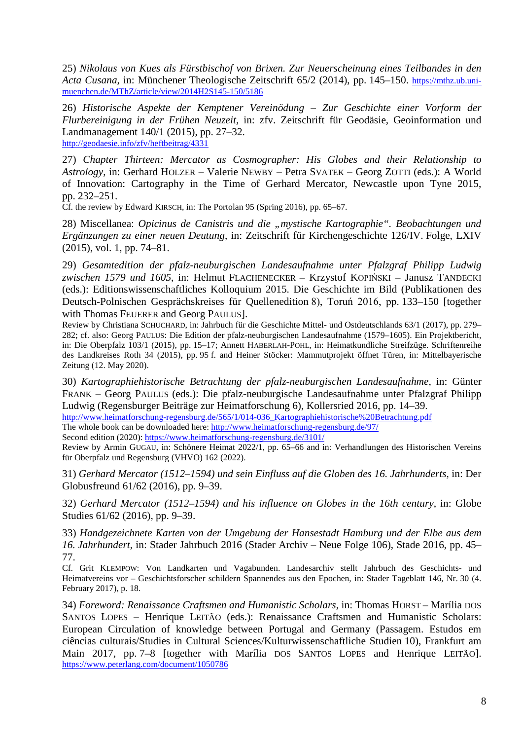25) *Nikolaus von Kues als Fürstbischof von Brixen. Zur Neuerscheinung eines Teilbandes in den Acta Cusana*, in: Münchener Theologische Zeitschrift 65/2 (2014), pp. 145–150. https://mthz.ub.uni-muenchen.de/MThZ/article/view/2014H2S145-150/5186

26) *Historische Aspekte der Kemptener Vereinödung – Zur Geschichte einer Vorform der Flurbereinigung in der Frühen Neuzeit*, in: zfv. Zeitschrift für Geodäsie, Geoinformation und Landmanagement 140/1 (2015), pp. 27–32.
http://geodaesie.info/zfv/heftbeitrag/4331

27) *Chapter Thirteen: Mercator as Cosmographer: His Globes and their Relationship to Astrology*, in: Gerhard HOLZER – Valerie NEWBY – Petra SVATEK – Georg ZOTTI (eds.): A World of Innovation: Cartography in the Time of Gerhard Mercator, Newcastle upon Tyne 2015, pp. 232–251.
Cf. the review by Edward KIRSCH, in: The Portolan 95 (Spring 2016), pp. 65–67.

28) Miscellanea: *Opicinus de Canistris und die „mystische Kartographie“. Beobachtungen und Ergänzungen zu einer neuen Deutung*, in: Zeitschrift für Kirchengeschichte 126/IV. Folge, LXIV (2015), vol. 1, pp. 74–81.

29) *Gesamtedition der pfalz-neuburgischen Landesaufnahme unter Pfalzgraf Philipp Ludwig zwischen 1579 und 1605*, in: Helmut FLACHENECKER – Krzystof KOPIŃSKI – Janusz TANDECKI (eds.): Editionswissenschaftliches Kolloquium 2015. Die Geschichte im Bild (Publikationen des Deutsch-Polnischen Gesprächskreises für Quellenedition 8), Toruń 2016, pp. 133–150 [together with Thomas FEUERER and Georg PAULUS].
Review by Christiana SCHUCHARD, in: Jahrbuch für die Geschichte Mittel- und Ostdeutschlands 63/1 (2017), pp. 279–282; cf. also: Georg PAULUS: Die Edition der pfalz-neuburgischen Landesaufnahme (1579–1605). Ein Projektbericht, in: Die Oberpfalz 103/1 (2015), pp. 15–17; Annett HABERLAH-POHL, in: Heimatkundliche Streifzüge. Schriftenreihe des Landkreises Roth 34 (2015), pp. 95 f. and Heiner Stöcker: Mammutprojekt öffnet Türen, in: Mittelbayerische Zeitung (12. May 2020).

30) *Kartographiehistorische Betrachtung der pfalz-neuburgischen Landesaufnahme*, in: Günter FRANK – Georg PAULUS (eds.): Die pfalz-neuburgische Landesaufnahme unter Pfalzgraf Philipp Ludwig (Regensburger Beiträge zur Heimatforschung 6), Kollersried 2016, pp. 14–39.
http://www.heimatforschung-regensburg.de/565/1/014-036_Kartographiehistorische%20Betrachtung.pdf
The whole book can be downloaded here: http://www.heimatforschung-regensburg.de/97/
Second edition (2020): https://www.heimatforschung-regensburg.de/3101/
Review by Armin GUGAU, in: Schönere Heimat 2022/1, pp. 65–66 and in: Verhandlungen des Historischen Vereins für Oberpfalz und Regensburg (VHVO) 162 (2022).

31) *Gerhard Mercator (1512–1594) und sein Einfluss auf die Globen des 16. Jahrhunderts*, in: Der Globusfreund 61/62 (2016), pp. 9–39.

32) *Gerhard Mercator (1512–1594) and his influence on Globes in the 16th century*, in: Globe Studies 61/62 (2016), pp. 9–39.

33) *Handgezeichnete Karten von der Umgebung der Hansestadt Hamburg und der Elbe aus dem 16. Jahrhundert*, in: Stader Jahrbuch 2016 (Stader Archiv – Neue Folge 106), Stade 2016, pp. 45–77.
Cf. Grit KLEMPOW: Von Landkarten und Vagabunden. Landesarchiv stellt Jahrbuch des Geschichts- und Heimatvereins vor – Geschichtsforscher schildern Spannendes aus den Epochen, in: Stader Tageblatt 146, Nr. 30 (4. February 2017), p. 18.

34) *Foreword: Renaissance Craftsmen and Humanistic Scholars*, in: Thomas HORST – Marília DOS SANTOS LOPES – Henrique LEITÃO (eds.): Renaissance Craftsmen and Humanistic Scholars: European Circulation of knowledge between Portugal and Germany (Passagem. Estudos em ciências culturais/Studies in Cultural Sciences/Kulturwissenschaftliche Studien 10), Frankfurt am Main 2017, pp. 7–8 [together with Marília DOS SANTOS LOPES and Henrique LEITÃO]. https://www.peterlang.com/document/1050786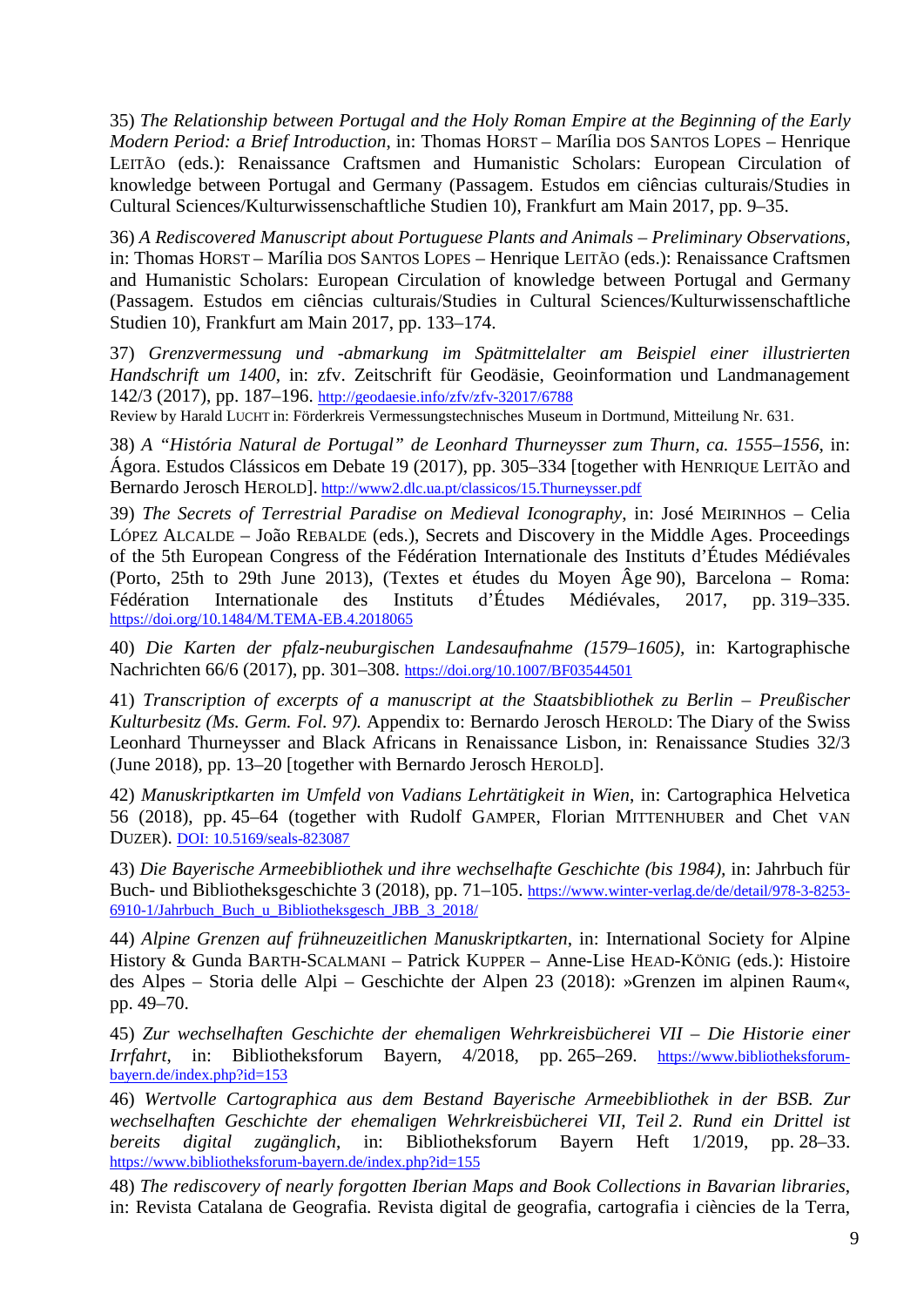35) *The Relationship between Portugal and the Holy Roman Empire at the Beginning of the Early Modern Period: a Brief Introduction*, in: Thomas Horst – Marília dos Santos Lopes – Henrique Leitão (eds.): Renaissance Craftsmen and Humanistic Scholars: European Circulation of knowledge between Portugal and Germany (Passagem. Estudos em ciências culturais/Studies in Cultural Sciences/Kulturwissenschaftliche Studien 10), Frankfurt am Main 2017, pp. 9–35.

36) *A Rediscovered Manuscript about Portuguese Plants and Animals – Preliminary Observations*, in: Thomas Horst – Marília dos Santos Lopes – Henrique Leitão (eds.): Renaissance Craftsmen and Humanistic Scholars: European Circulation of knowledge between Portugal and Germany (Passagem. Estudos em ciências culturais/Studies in Cultural Sciences/Kulturwissenschaftliche Studien 10), Frankfurt am Main 2017, pp. 133–174.

37) *Grenzvermessung und -abmarkung im Spätmittelalter am Beispiel einer illustrierten Handschrift um 1400*, in: zfv. Zeitschrift für Geodäsie, Geoinformation und Landmanagement 142/3 (2017), pp. 187–196. http://geodaesie.info/zfv/zfv-32017/6788
Review by Harald Lucht in: Förderkreis Vermessungstechnisches Museum in Dortmund, Mitteilung Nr. 631.

38) *A "História Natural de Portugal" de Leonhard Thurneysser zum Thurn, ca. 1555–1556*, in: Ágora. Estudos Clássicos em Debate 19 (2017), pp. 305–334 [together with Henrique Leitão and Bernardo Jerosch Herold]. http://www2.dlc.ua.pt/classicos/15.Thurneysser.pdf

39) *The Secrets of Terrestrial Paradise on Medieval Iconography*, in: José Meirinhos – Celia López Alcalde – João Rebalde (eds.), Secrets and Discovery in the Middle Ages. Proceedings of the 5th European Congress of the Fédération Internationale des Instituts d'Études Médiévales (Porto, 25th to 29th June 2013), (Textes et études du Moyen Âge 90), Barcelona – Roma: Fédération Internationale des Instituts d'Études Médiévales, 2017, pp. 319–335. https://doi.org/10.1484/M.TEMA-EB.4.2018065

40) *Die Karten der pfalz-neuburgischen Landesaufnahme (1579–1605)*, in: Kartographische Nachrichten 66/6 (2017), pp. 301–308. https://doi.org/10.1007/BF03544501

41) *Transcription of excerpts of a manuscript at the Staatsbibliothek zu Berlin – Preußischer Kulturbesitz (Ms. Germ. Fol. 97).* Appendix to: Bernardo Jerosch Herold: The Diary of the Swiss Leonhard Thurneysser and Black Africans in Renaissance Lisbon, in: Renaissance Studies 32/3 (June 2018), pp. 13–20 [together with Bernardo Jerosch Herold].

42) *Manuskriptkarten im Umfeld von Vadians Lehrtätigkeit in Wien*, in: Cartographica Helvetica 56 (2018), pp. 45–64 (together with Rudolf Gamper, Florian Mittenhuber and Chet van Duzer). DOI: 10.5169/seals-823087

43) *Die Bayerische Armeebibliothek und ihre wechselhafte Geschichte (bis 1984),* in: Jahrbuch für Buch- und Bibliotheksgeschichte 3 (2018), pp. 71–105. https://www.winter-verlag.de/de/detail/978-3-8253-6910-1/Jahrbuch_Buch_u_Bibliotheksgesch_JBB_3_2018/

44) *Alpine Grenzen auf frühneuzeitlichen Manuskriptkarten*, in: International Society for Alpine History & Gunda Barth-Scalmani – Patrick Kupper – Anne-Lise Head-König (eds.): Histoire des Alpes – Storia delle Alpi – Geschichte der Alpen 23 (2018): »Grenzen im alpinen Raum«, pp. 49–70.

45) *Zur wechselhaften Geschichte der ehemaligen Wehrkreisbücherei VII – Die Historie einer Irrfahrt*, in: Bibliotheksforum Bayern, 4/2018, pp. 265–269. https://www.bibliotheksforum-bayern.de/index.php?id=153

46) *Wertvolle Cartographica aus dem Bestand Bayerische Armeebibliothek in der BSB. Zur wechselhaften Geschichte der ehemaligen Wehrkreisbücherei VII, Teil 2. Rund ein Drittel ist bereits digital zugänglich*, in: Bibliotheksforum Bayern Heft 1/2019, pp. 28–33. https://www.bibliotheksforum-bayern.de/index.php?id=155

48) *The rediscovery of nearly forgotten Iberian Maps and Book Collections in Bavarian libraries*, in: Revista Catalana de Geografia. Revista digital de geografia, cartografia i ciències de la Terra,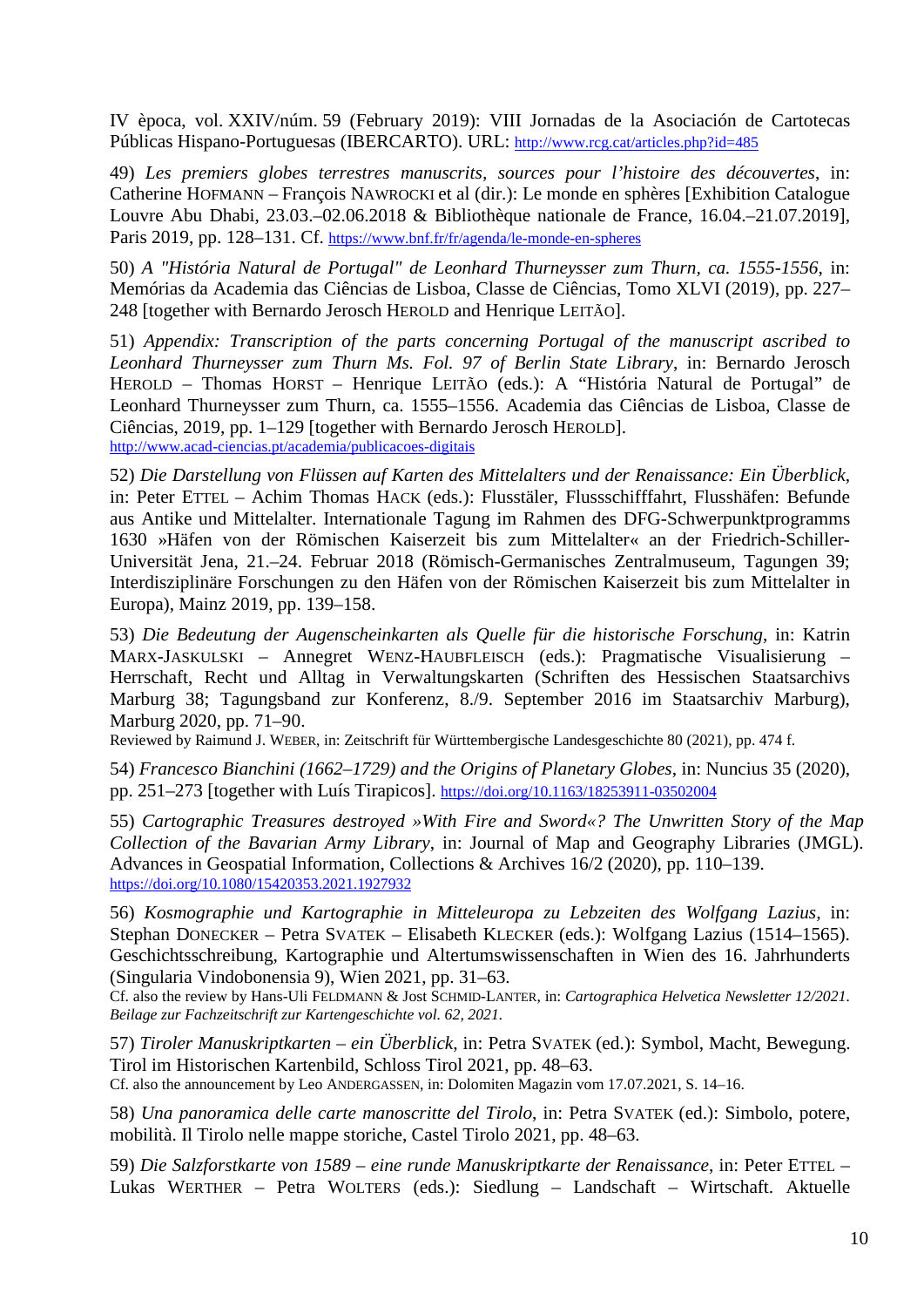IV època, vol. XXIV/núm. 59 (February 2019): VIII Jornadas de la Asociación de Cartotecas Públicas Hispano-Portuguesas (IBERCARTO). URL: http://www.rcg.cat/articles.php?id=485

49) *Les premiers globes terrestres manuscrits, sources pour l'histoire des découvertes*, in: Catherine Hofmann – François Nawrocki et al (dir.): Le monde en sphères [Exhibition Catalogue Louvre Abu Dhabi, 23.03.–02.06.2018 & Bibliothèque nationale de France, 16.04.–21.07.2019], Paris 2019, pp. 128–131. Cf. https://www.bnf.fr/fr/agenda/le-monde-en-spheres

50) *A "História Natural de Portugal" de Leonhard Thurneysser zum Thurn, ca. 1555-1556*, in: Memórias da Academia das Ciências de Lisboa, Classe de Ciências, Tomo XLVI (2019), pp. 227–248 [together with Bernardo Jerosch Herold and Henrique Leitão].

51) *Appendix: Transcription of the parts concerning Portugal of the manuscript ascribed to Leonhard Thurneysser zum Thurn Ms. Fol. 97 of Berlin State Library*, in: Bernardo Jerosch Herold – Thomas Horst – Henrique Leitão (eds.): A "História Natural de Portugal" de Leonhard Thurneysser zum Thurn, ca. 1555–1556. Academia das Ciências de Lisboa, Classe de Ciências, 2019, pp. 1–129 [together with Bernardo Jerosch Herold].
http://www.acad-ciencias.pt/academia/publicacoes-digitais

52) *Die Darstellung von Flüssen auf Karten des Mittelalters und der Renaissance: Ein Überblick*, in: Peter Ettel – Achim Thomas Hack (eds.): Flusstäler, Flussschifffahrt, Flusshäfen: Befunde aus Antike und Mittelalter. Internationale Tagung im Rahmen des DFG-Schwerpunktprogramms 1630 »Häfen von der Römischen Kaiserzeit bis zum Mittelalter« an der Friedrich-Schiller-Universität Jena, 21.–24. Februar 2018 (Römisch-Germanisches Zentralmuseum, Tagungen 39; Interdisziplinäre Forschungen zu den Häfen von der Römischen Kaiserzeit bis zum Mittelalter in Europa), Mainz 2019, pp. 139–158.

53) *Die Bedeutung der Augenscheinkarten als Quelle für die historische Forschung*, in: Katrin Marx-Jaskulski – Annegret Wenz-Haubfleisch (eds.): Pragmatische Visualisierung – Herrschaft, Recht und Alltag in Verwaltungskarten (Schriften des Hessischen Staatsarchivs Marburg 38; Tagungsband zur Konferenz, 8./9. September 2016 im Staatsarchiv Marburg), Marburg 2020, pp. 71–90.
Reviewed by Raimund J. Weber, in: Zeitschrift für Württembergische Landesgeschichte 80 (2021), pp. 474 f.

54) *Francesco Bianchini (1662–1729) and the Origins of Planetary Globes*, in: Nuncius 35 (2020), pp. 251–273 [together with Luís Tirapicos]. https://doi.org/10.1163/18253911-03502004

55) *Cartographic Treasures destroyed »With Fire and Sword«? The Unwritten Story of the Map Collection of the Bavarian Army Library*, in: Journal of Map and Geography Libraries (JMGL). Advances in Geospatial Information, Collections & Archives 16/2 (2020), pp. 110–139.
https://doi.org/10.1080/15420353.2021.1927932

56) *Kosmographie und Kartographie in Mitteleuropa zu Lebzeiten des Wolfgang Lazius*, in: Stephan Donecker – Petra Svatek – Elisabeth Klecker (eds.): Wolfgang Lazius (1514–1565). Geschichtsschreibung, Kartographie und Altertumswissenschaften in Wien des 16. Jahrhunderts (Singularia Vindobonensia 9), Wien 2021, pp. 31–63.
Cf. also the review by Hans-Uli Feldmann & Jost Schmid-Lanter, in: *Cartographica Helvetica Newsletter 12/2021. Beilage zur Fachzeitschrift zur Kartengeschichte vol. 62, 2021.*

57) *Tiroler Manuskriptkarten – ein Überblick*, in: Petra Svatek (ed.): Symbol, Macht, Bewegung. Tirol im Historischen Kartenbild, Schloss Tirol 2021, pp. 48–63.
Cf. also the announcement by Leo Andergassen, in: Dolomiten Magazin vom 17.07.2021, S. 14–16.

58) *Una panoramica delle carte manoscritte del Tirolo*, in: Petra Svatek (ed.): Simbolo, potere, mobilità. Il Tirolo nelle mappe storiche, Castel Tirolo 2021, pp. 48–63.

59) *Die Salzforstkarte von 1589 – eine runde Manuskriptkarte der Renaissance*, in: Peter Ettel – Lukas Werther – Petra Wolters (eds.): Siedlung – Landschaft – Wirtschaft. Aktuelle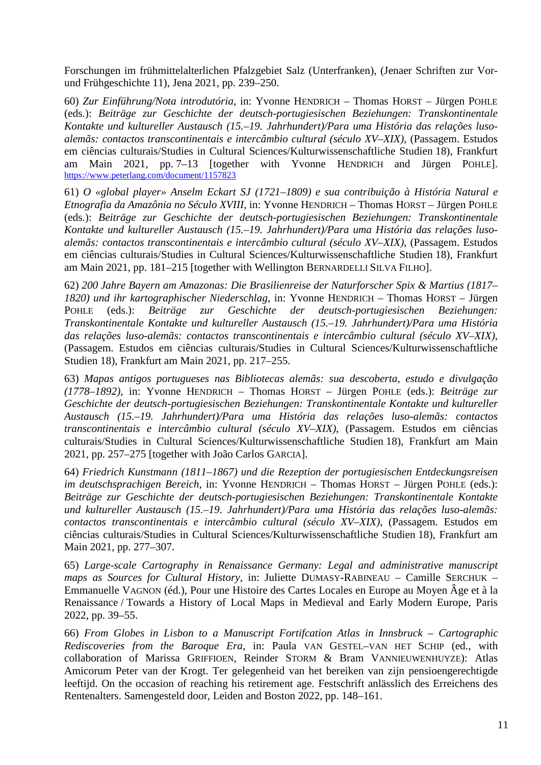Forschungen im frühmittelalterlichen Pfalzgebiet Salz (Unterfranken), (Jenaer Schriften zur Vor- und Frühgeschichte 11), Jena 2021, pp. 239–250.

60) *Zur Einführung/Nota introdutória*, in: Yvonne HENDRICH – Thomas HORST – Jürgen POHLE (eds.): *Beiträge zur Geschichte der deutsch-portugiesischen Beziehungen: Transkontinentale Kontakte und kultureller Austausch (15.–19. Jahrhundert)/Para uma História das relações luso-alemãs: contactos transcontinentais e intercâmbio cultural (século XV–XIX)*, (Passagem. Estudos em ciências culturais/Studies in Cultural Sciences/Kulturwissenschaftliche Studien 18), Frankfurt am Main 2021, pp. 7–13 [together with Yvonne HENDRICH and Jürgen POHLE]. https://www.peterlang.com/document/1157823

61) *O «global player» Anselm Eckart SJ (1721–1809) e sua contribuição à História Natural e Etnografia da Amazônia no Século XVIII*, in: Yvonne HENDRICH – Thomas HORST – Jürgen POHLE (eds.): *Beiträge zur Geschichte der deutsch-portugiesischen Beziehungen: Transkontinentale Kontakte und kultureller Austausch (15.–19. Jahrhundert)/Para uma História das relações luso-alemãs: contactos transcontinentais e intercâmbio cultural (século XV–XIX)*, (Passagem. Estudos em ciências culturais/Studies in Cultural Sciences/Kulturwissenschaftliche Studien 18), Frankfurt am Main 2021, pp. 181–215 [together with Wellington BERNARDELLI SILVA FILHO].

62) *200 Jahre Bayern am Amazonas: Die Brasilienreise der Naturforscher Spix & Martius (1817–1820) und ihr kartographischer Niederschlag*, in: Yvonne HENDRICH – Thomas HORST – Jürgen POHLE (eds.): *Beiträge zur Geschichte der deutsch-portugiesischen Beziehungen: Transkontinentale Kontakte und kultureller Austausch (15.–19. Jahrhundert)/Para uma História das relações luso-alemãs: contactos transcontinentais e intercâmbio cultural (século XV–XIX)*, (Passagem. Estudos em ciências culturais/Studies in Cultural Sciences/Kulturwissenschaftliche Studien 18), Frankfurt am Main 2021, pp. 217–255.

63) *Mapas antigos portugueses nas Bibliotecas alemãs: sua descoberta, estudo e divulgação (1778–1892)*, in: Yvonne HENDRICH – Thomas HORST – Jürgen POHLE (eds.): *Beiträge zur Geschichte der deutsch-portugiesischen Beziehungen: Transkontinentale Kontakte und kultureller Austausch (15.–19. Jahrhundert)/Para uma História das relações luso-alemãs: contactos transcontinentais e intercâmbio cultural (século XV–XIX)*, (Passagem. Estudos em ciências culturais/Studies in Cultural Sciences/Kulturwissenschaftliche Studien 18), Frankfurt am Main 2021, pp. 257–275 [together with João Carlos GARCIA].

64) *Friedrich Kunstmann (1811–1867) und die Rezeption der portugiesischen Entdeckungsreisen im deutschsprachigen Bereich*, in: Yvonne HENDRICH – Thomas HORST – Jürgen POHLE (eds.): *Beiträge zur Geschichte der deutsch-portugiesischen Beziehungen: Transkontinentale Kontakte und kultureller Austausch (15.–19. Jahrhundert)/Para uma História das relações luso-alemãs: contactos transcontinentais e intercâmbio cultural (século XV–XIX)*, (Passagem. Estudos em ciências culturais/Studies in Cultural Sciences/Kulturwissenschaftliche Studien 18), Frankfurt am Main 2021, pp. 277–307.

65) *Large-scale Cartography in Renaissance Germany: Legal and administrative manuscript maps as Sources for Cultural History*, in: Juliette DUMASY-RABINEAU – Camille SERCHUK – Emmanuelle VAGNON (éd.), Pour une Histoire des Cartes Locales en Europe au Moyen Âge et à la Renaissance / Towards a History of Local Maps in Medieval and Early Modern Europe, Paris 2022, pp. 39–55.

66) *From Globes in Lisbon to a Manuscript Fortifcation Atlas in Innsbruck – Cartographic Rediscoveries from the Baroque Era*, in: Paula VAN GESTEL–VAN HET SCHIP (ed., with collaboration of Marissa GRIFFIOEN, Reinder STORM & Bram VANNIEUWENHUYZE): Atlas Amicorum Peter van der Krogt. Ter gelegenheid van het bereiken van zijn pensioengerechtigde leeftijd. On the occasion of reaching his retirement age. Festschrift anlässlich des Erreichens des Rentenalters. Samengesteld door, Leiden and Boston 2022, pp. 148–161.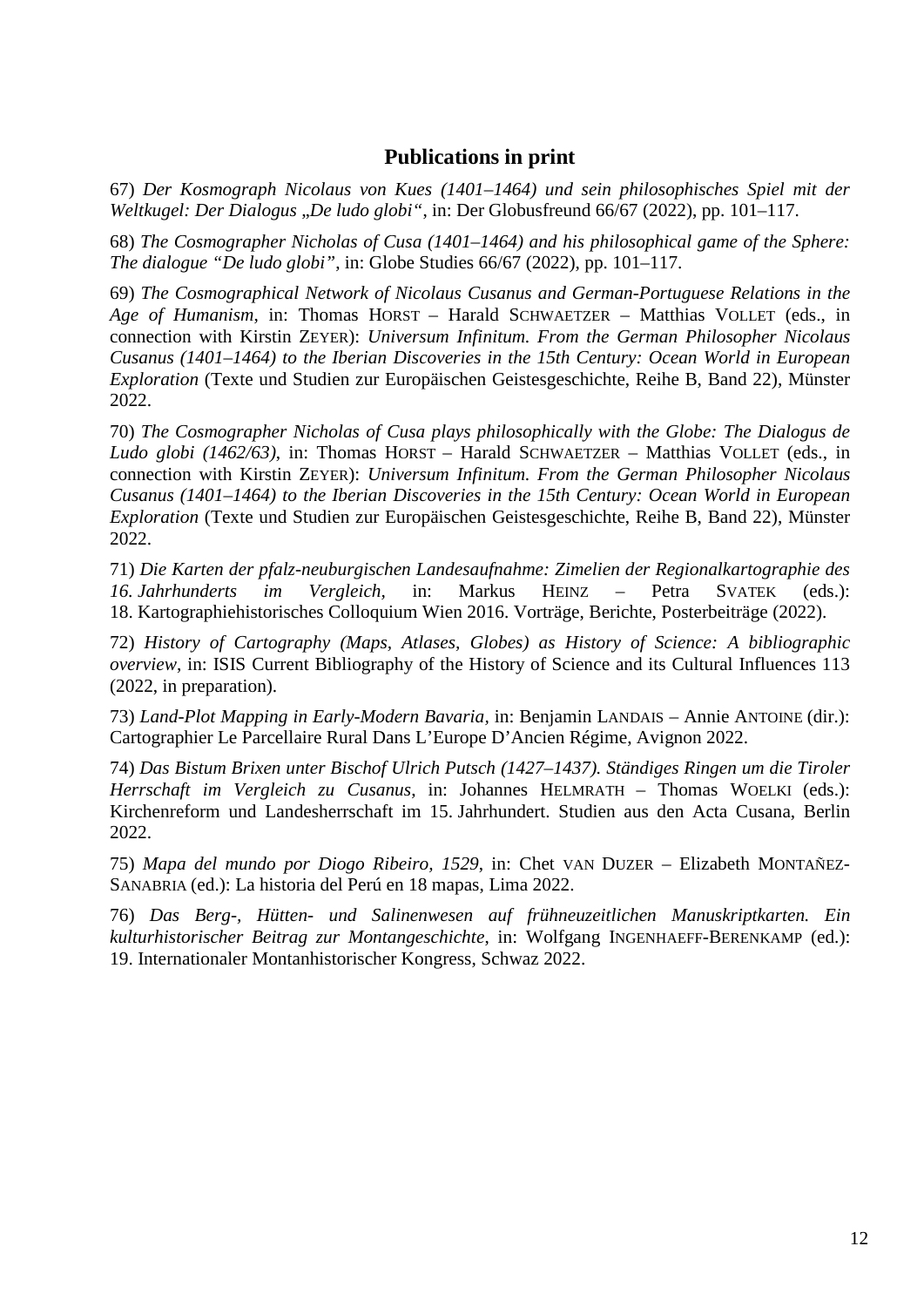## Publications in print

67) *Der Kosmograph Nicolaus von Kues (1401–1464) und sein philosophisches Spiel mit der Weltkugel: Der Dialogus „De ludo globi"*, in: Der Globusfreund 66/67 (2022), pp. 101–117.

68) *The Cosmographer Nicholas of Cusa (1401–1464) and his philosophical game of the Sphere: The dialogue "De ludo globi"*, in: Globe Studies 66/67 (2022), pp. 101–117.

69) *The Cosmographical Network of Nicolaus Cusanus and German-Portuguese Relations in the Age of Humanism*, in: Thomas HORST – Harald SCHWAETZER – Matthias VOLLET (eds., in connection with Kirstin ZEYER): *Universum Infinitum. From the German Philosopher Nicolaus Cusanus (1401–1464) to the Iberian Discoveries in the 15th Century: Ocean World in European Exploration* (Texte und Studien zur Europäischen Geistesgeschichte, Reihe B, Band 22), Münster 2022.

70) *The Cosmographer Nicholas of Cusa plays philosophically with the Globe: The Dialogus de Ludo globi (1462/63)*, in: Thomas HORST – Harald SCHWAETZER – Matthias VOLLET (eds., in connection with Kirstin ZEYER): *Universum Infinitum. From the German Philosopher Nicolaus Cusanus (1401–1464) to the Iberian Discoveries in the 15th Century: Ocean World in European Exploration* (Texte und Studien zur Europäischen Geistesgeschichte, Reihe B, Band 22), Münster 2022.

71) *Die Karten der pfalz-neuburgischen Landesaufnahme: Zimelien der Regionalkartographie des 16. Jahrhunderts im Vergleich*, in: Markus HEINZ – Petra SVATEK (eds.): 18. Kartographiehistorisches Colloquium Wien 2016. Vorträge, Berichte, Posterbeiträge (2022).

72) *History of Cartography (Maps, Atlases, Globes) as History of Science: A bibliographic overview*, in: ISIS Current Bibliography of the History of Science and its Cultural Influences 113 (2022, in preparation).

73) *Land-Plot Mapping in Early-Modern Bavaria*, in: Benjamin LANDAIS – Annie ANTOINE (dir.): Cartographier Le Parcellaire Rural Dans L'Europe D'Ancien Régime, Avignon 2022.

74) *Das Bistum Brixen unter Bischof Ulrich Putsch (1427–1437). Ständiges Ringen um die Tiroler Herrschaft im Vergleich zu Cusanus*, in: Johannes HELMRATH – Thomas WOELKI (eds.): Kirchenreform und Landesherrschaft im 15. Jahrhundert. Studien aus den Acta Cusana, Berlin 2022.

75) *Mapa del mundo por Diogo Ribeiro, 1529*, in: Chet VAN DUZER – Elizabeth MONTAÑEZ-SANABRIA (ed.): La historia del Perú en 18 mapas, Lima 2022.

76) *Das Berg-, Hütten- und Salinenwesen auf frühneuzeitlichen Manuskriptkarten. Ein kulturhistorischer Beitrag zur Montangeschichte*, in: Wolfgang INGENHAEFF-BERENKAMP (ed.): 19. Internationaler Montanhistorischer Kongress, Schwaz 2022.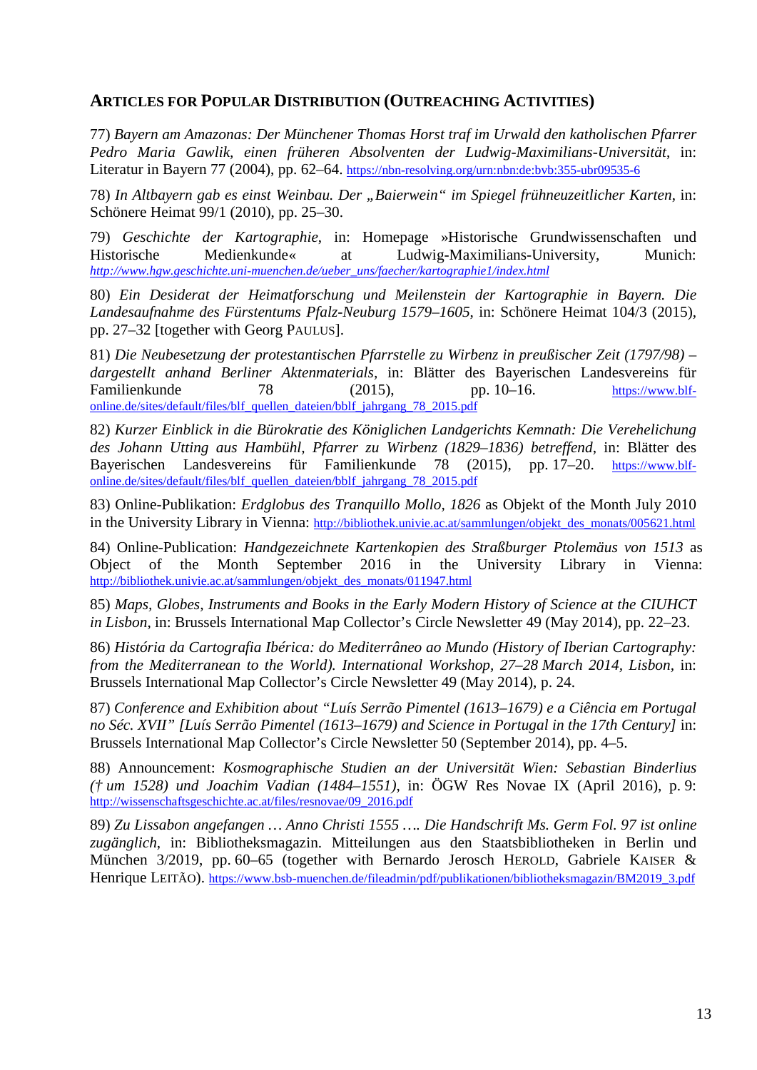## ARTICLES FOR POPULAR DISTRIBUTION (OUTREACHING ACTIVITIES)

77) *Bayern am Amazonas: Der Münchener Thomas Horst traf im Urwald den katholischen Pfarrer Pedro Maria Gawlik, einen früheren Absolventen der Ludwig-Maximilians-Universität*, in: Literatur in Bayern 77 (2004), pp. 62–64. https://nbn-resolving.org/urn:nbn:de:bvb:355-ubr09535-6

78) *In Altbayern gab es einst Weinbau. Der „Baierwein" im Spiegel frühneuzeitlicher Karten*, in: Schönere Heimat 99/1 (2010), pp. 25–30.

79) *Geschichte der Kartographie*, in: Homepage »Historische Grundwissenschaften und Historische Medienkunde« at Ludwig-Maximilians-University, Munich: *http://www.hgw.geschichte.uni-muenchen.de/ueber_uns/faecher/kartographie1/index.html*

80) *Ein Desiderat der Heimatforschung und Meilenstein der Kartographie in Bayern. Die Landesaufnahme des Fürstentums Pfalz-Neuburg 1579–1605*, in: Schönere Heimat 104/3 (2015), pp. 27–32 [together with Georg PAULUS].

81) *Die Neubesetzung der protestantischen Pfarrstelle zu Wirbenz in preußischer Zeit (1797/98) – dargestellt anhand Berliner Aktenmaterials*, in: Blätter des Bayerischen Landesvereins für Familienkunde 78 (2015), pp. 10–16. https://www.blf-online.de/sites/default/files/blf_quellen_dateien/bblf_jahrgang_78_2015.pdf

82) *Kurzer Einblick in die Bürokratie des Königlichen Landgerichts Kemnath: Die Verehelichung des Johann Utting aus Hambühl, Pfarrer zu Wirbenz (1829–1836) betreffend*, in: Blätter des Bayerischen Landesvereins für Familienkunde 78 (2015), pp. 17–20. https://www.blf-online.de/sites/default/files/blf_quellen_dateien/bblf_jahrgang_78_2015.pdf

83) Online-Publikation: *Erdglobus des Tranquillo Mollo, 1826* as Objekt of the Month July 2010 in the University Library in Vienna: http://bibliothek.univie.ac.at/sammlungen/objekt_des_monats/005621.html

84) Online-Publication: *Handgezeichnete Kartenkopien des Straßburger Ptolemäus von 1513* as Object of the Month September 2016 in the University Library in Vienna: http://bibliothek.univie.ac.at/sammlungen/objekt_des_monats/011947.html

85) *Maps, Globes, Instruments and Books in the Early Modern History of Science at the CIUHCT in Lisbon*, in: Brussels International Map Collector's Circle Newsletter 49 (May 2014), pp. 22–23.

86) *História da Cartografia Ibérica: do Mediterrâneo ao Mundo (History of Iberian Cartography: from the Mediterranean to the World). International Workshop, 27–28 March 2014, Lisbon*, in: Brussels International Map Collector's Circle Newsletter 49 (May 2014), p. 24.

87) *Conference and Exhibition about "Luís Serrão Pimentel (1613–1679) e a Ciência em Portugal no Séc. XVII" [Luís Serrão Pimentel (1613–1679) and Science in Portugal in the 17th Century]* in: Brussels International Map Collector's Circle Newsletter 50 (September 2014), pp. 4–5.

88) Announcement: *Kosmographische Studien an der Universität Wien: Sebastian Binderlius († um 1528) und Joachim Vadian (1484–1551)*, in: ÖGW Res Novae IX (April 2016), p. 9: http://wissenschaftsgeschichte.ac.at/files/resnovae/09_2016.pdf

89) *Zu Lissabon angefangen … Anno Christi 1555 …. Die Handschrift Ms. Germ Fol. 97 ist online zugänglich*, in: Bibliotheksmagazin. Mitteilungen aus den Staatsbibliotheken in Berlin und München 3/2019, pp. 60–65 (together with Bernardo Jerosch HEROLD, Gabriele KAISER & Henrique LEITÃO). https://www.bsb-muenchen.de/fileadmin/pdf/publikationen/bibliotheksmagazin/BM2019_3.pdf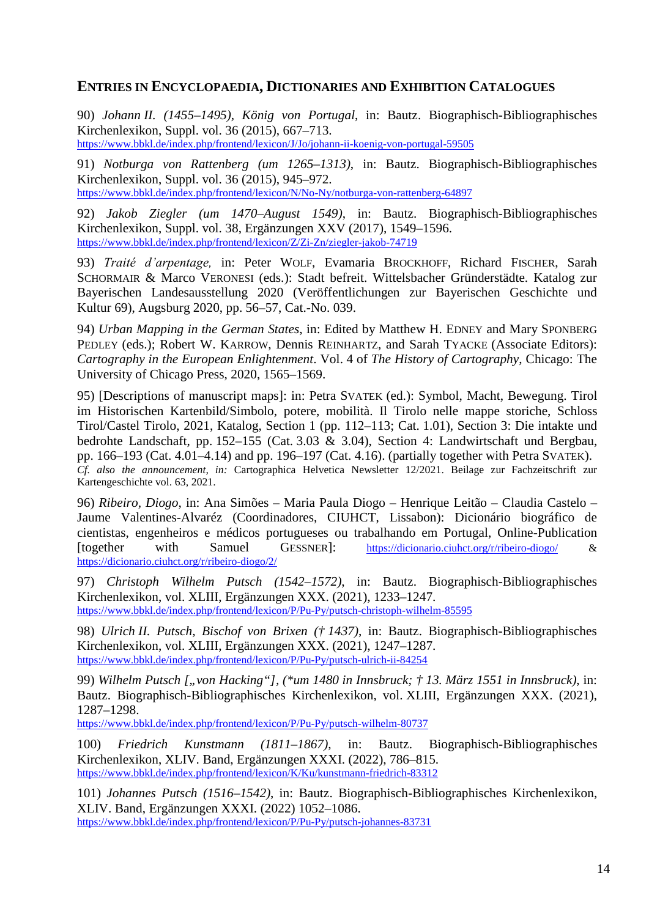## Entries in Encyclopaedia, Dictionaries and Exhibition Catalogues

90) *Johann II. (1455–1495), König von Portugal*, in: Bautz. Biographisch-Bibliographisches Kirchenlexikon, Suppl. vol. 36 (2015), 667–713.
https://www.bbkl.de/index.php/frontend/lexicon/J/Jo/johann-ii-koenig-von-portugal-59505

91) *Notburga von Rattenberg (um 1265–1313)*, in: Bautz. Biographisch-Bibliographisches Kirchenlexikon, Suppl. vol. 36 (2015), 945–972.
https://www.bbkl.de/index.php/frontend/lexicon/N/No-Ny/notburga-von-rattenberg-64897

92) *Jakob Ziegler (um 1470–August 1549)*, in: Bautz. Biographisch-Bibliographisches Kirchenlexikon, Suppl. vol. 38, Ergänzungen XXV (2017), 1549–1596.
https://www.bbkl.de/index.php/frontend/lexicon/Z/Zi-Zn/ziegler-jakob-74719

93) *Traité d'arpentage,* in: Peter Wolf, Evamaria Brockhoff, Richard Fischer, Sarah Schormair & Marco Veronesi (eds.): Stadt befreit. Wittelsbacher Gründerstädte. Katalog zur Bayerischen Landesausstellung 2020 (Veröffentlichungen zur Bayerischen Geschichte und Kultur 69), Augsburg 2020, pp. 56–57, Cat.-No. 039.

94) *Urban Mapping in the German States*, in: Edited by Matthew H. Edney and Mary Sponberg Pedley (eds.); Robert W. Karrow, Dennis Reinhartz, and Sarah Tyacke (Associate Editors): *Cartography in the European Enlightenment*. Vol. 4 of *The History of Cartography*, Chicago: The University of Chicago Press, 2020, 1565–1569.

95) [Descriptions of manuscript maps]: in: Petra Svatek (ed.): Symbol, Macht, Bewegung. Tirol im Historischen Kartenbild/Simbolo, potere, mobilità. Il Tirolo nelle mappe storiche, Schloss Tirol/Castel Tirolo, 2021, Katalog, Section 1 (pp. 112–113; Cat. 1.01), Section 3: Die intakte und bedrohte Landschaft, pp. 152–155 (Cat. 3.03 & 3.04), Section 4: Landwirtschaft und Bergbau, pp. 166–193 (Cat. 4.01–4.14) and pp. 196–197 (Cat. 4.16). (partially together with Petra Svatek).
*Cf. also the announcement, in:* Cartographica Helvetica Newsletter 12/2021. Beilage zur Fachzeitschrift zur Kartengeschichte vol. 63, 2021.

96) *Ribeiro, Diogo*, in: Ana Simões – Maria Paula Diogo – Henrique Leitão – Claudia Castelo – Jaume Valentines-Alvaréz (Coordinadores, CIUHCT, Lissabon): Dicionário biográfico de cientistas, engenheiros e médicos portugueses ou trabalhando em Portugal, Online-Publication [together with Samuel Gessner]: https://dicionario.ciuhct.org/r/ribeiro-diogo/ & https://dicionario.ciuhct.org/r/ribeiro-diogo/2/

97) *Christoph Wilhelm Putsch (1542–1572)*, in: Bautz. Biographisch-Bibliographisches Kirchenlexikon, vol. XLIII, Ergänzungen XXX. (2021), 1233–1247.
https://www.bbkl.de/index.php/frontend/lexicon/P/Pu-Py/putsch-christoph-wilhelm-85595

98) *Ulrich II. Putsch, Bischof von Brixen († 1437)*, in: Bautz. Biographisch-Bibliographisches Kirchenlexikon, vol. XLIII, Ergänzungen XXX. (2021), 1247–1287.
https://www.bbkl.de/index.php/frontend/lexicon/P/Pu-Py/putsch-ulrich-ii-84254

99) *Wilhelm Putsch [„von Hacking"], (\*um 1480 in Innsbruck; † 13. März 1551 in Innsbruck)*, in: Bautz. Biographisch-Bibliographisches Kirchenlexikon, vol. XLIII, Ergänzungen XXX. (2021), 1287–1298.
https://www.bbkl.de/index.php/frontend/lexicon/P/Pu-Py/putsch-wilhelm-80737

100) *Friedrich Kunstmann (1811–1867)*, in: Bautz. Biographisch-Bibliographisches Kirchenlexikon, XLIV. Band, Ergänzungen XXXI. (2022), 786–815.
https://www.bbkl.de/index.php/frontend/lexicon/K/Ku/kunstmann-friedrich-83312

101) *Johannes Putsch (1516–1542)*, in: Bautz. Biographisch-Bibliographisches Kirchenlexikon, XLIV. Band, Ergänzungen XXXI. (2022) 1052–1086.
https://www.bbkl.de/index.php/frontend/lexicon/P/Pu-Py/putsch-johannes-83731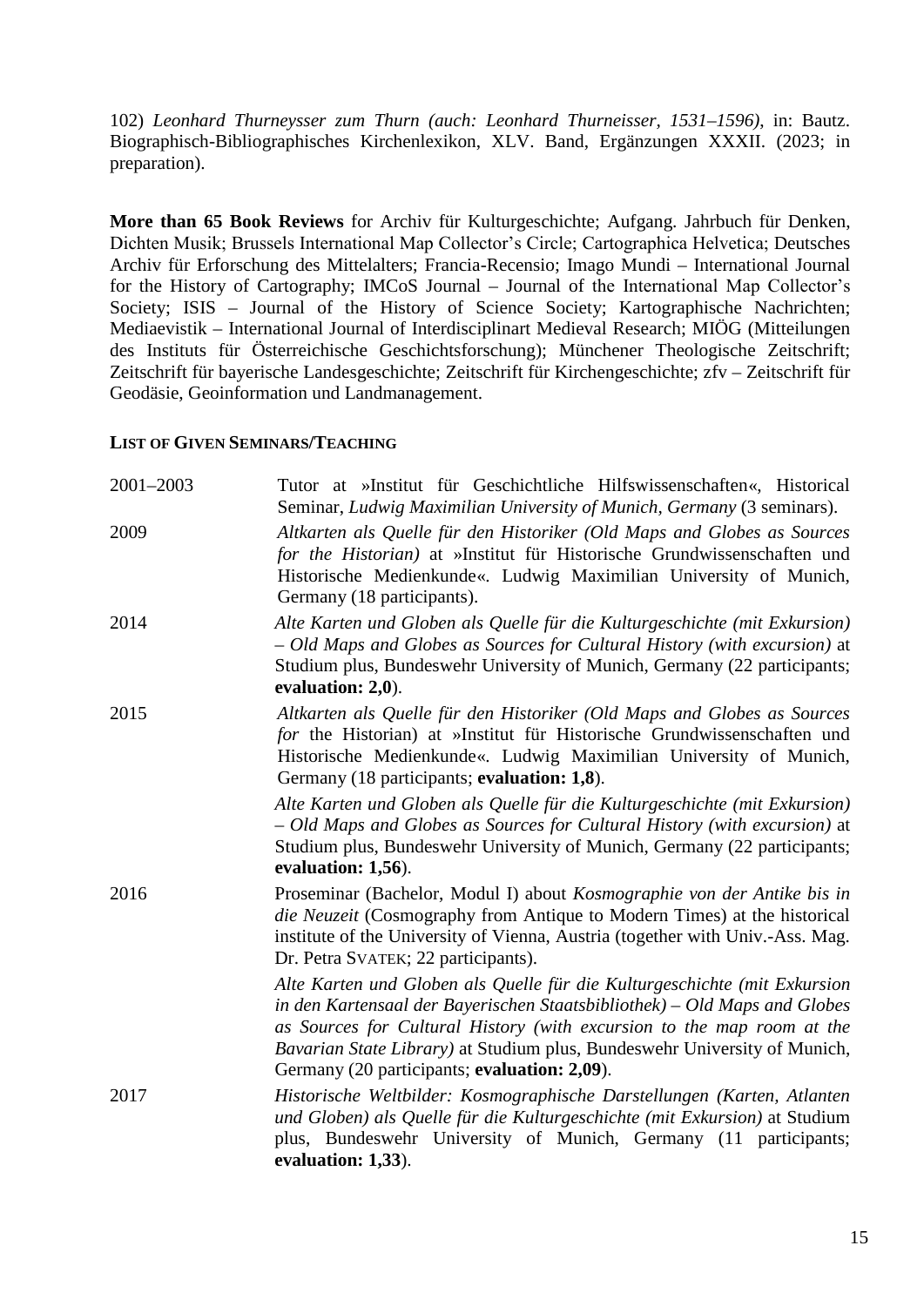102) *Leonhard Thurneysser zum Thurn (auch: Leonhard Thurneisser, 1531–1596)*, in: Bautz. Biographisch-Bibliographisches Kirchenlexikon, XLV. Band, Ergänzungen XXXII. (2023; in preparation).

**More than 65 Book Reviews** for Archiv für Kulturgeschichte; Aufgang. Jahrbuch für Denken, Dichten Musik; Brussels International Map Collector's Circle; Cartographica Helvetica; Deutsches Archiv für Erforschung des Mittelalters; Francia-Recensio; Imago Mundi – International Journal for the History of Cartography; IMCoS Journal – Journal of the International Map Collector's Society; ISIS – Journal of the History of Science Society; Kartographische Nachrichten; Mediaevistik – International Journal of Interdisciplinart Medieval Research; MIÖG (Mitteilungen des Instituts für Österreichische Geschichtsforschung); Münchener Theologische Zeitschrift; Zeitschrift für bayerische Landesgeschichte; Zeitschrift für Kirchengeschichte; zfv – Zeitschrift für Geodäsie, Geoinformation und Landmanagement.

## LIST OF GIVEN SEMINARS/TEACHING

| | |
|---|---|
| 2001–2003 | Tutor at »Institut für Geschichtliche Hilfswissenschaften«, Historical Seminar, *Ludwig Maximilian University of Munich, Germany* (3 seminars). |
| 2009 | *Altkarten als Quelle für den Historiker (Old Maps and Globes as Sources for the Historian)* at »Institut für Historische Grundwissenschaften und Historische Medienkunde«. Ludwig Maximilian University of Munich, Germany (18 participants). |
| 2014 | *Alte Karten und Globen als Quelle für die Kulturgeschichte (mit Exkursion) – Old Maps and Globes as Sources for Cultural History (with excursion)* at Studium plus, Bundeswehr University of Munich, Germany (22 participants; **evaluation: 2,0**). |
| 2015 | *Altkarten als Quelle für den Historiker (Old Maps and Globes as Sources for* the Historian) at »Institut für Historische Grundwissenschaften und Historische Medienkunde«. Ludwig Maximilian University of Munich, Germany (18 participants; **evaluation: 1,8**). |
| | *Alte Karten und Globen als Quelle für die Kulturgeschichte (mit Exkursion) – Old Maps and Globes as Sources for Cultural History (with excursion)* at Studium plus, Bundeswehr University of Munich, Germany (22 participants; **evaluation: 1,56**). |
| 2016 | Proseminar (Bachelor, Modul I) about *Kosmographie von der Antike bis in die Neuzeit* (Cosmography from Antique to Modern Times) at the historical institute of the University of Vienna, Austria (together with Univ.-Ass. Mag. Dr. Petra SVATEK; 22 participants). |
| | *Alte Karten und Globen als Quelle für die Kulturgeschichte (mit Exkursion in den Kartensaal der Bayerischen Staatsbibliothek) – Old Maps and Globes as Sources for Cultural History (with excursion to the map room at the Bavarian State Library)* at Studium plus, Bundeswehr University of Munich, Germany (20 participants; **evaluation: 2,09**). |
| 2017 | *Historische Weltbilder: Kosmographische Darstellungen (Karten, Atlanten und Globen) als Quelle für die Kulturgeschichte (mit Exkursion)* at Studium plus, Bundeswehr University of Munich, Germany (11 participants; **evaluation: 1,33**). |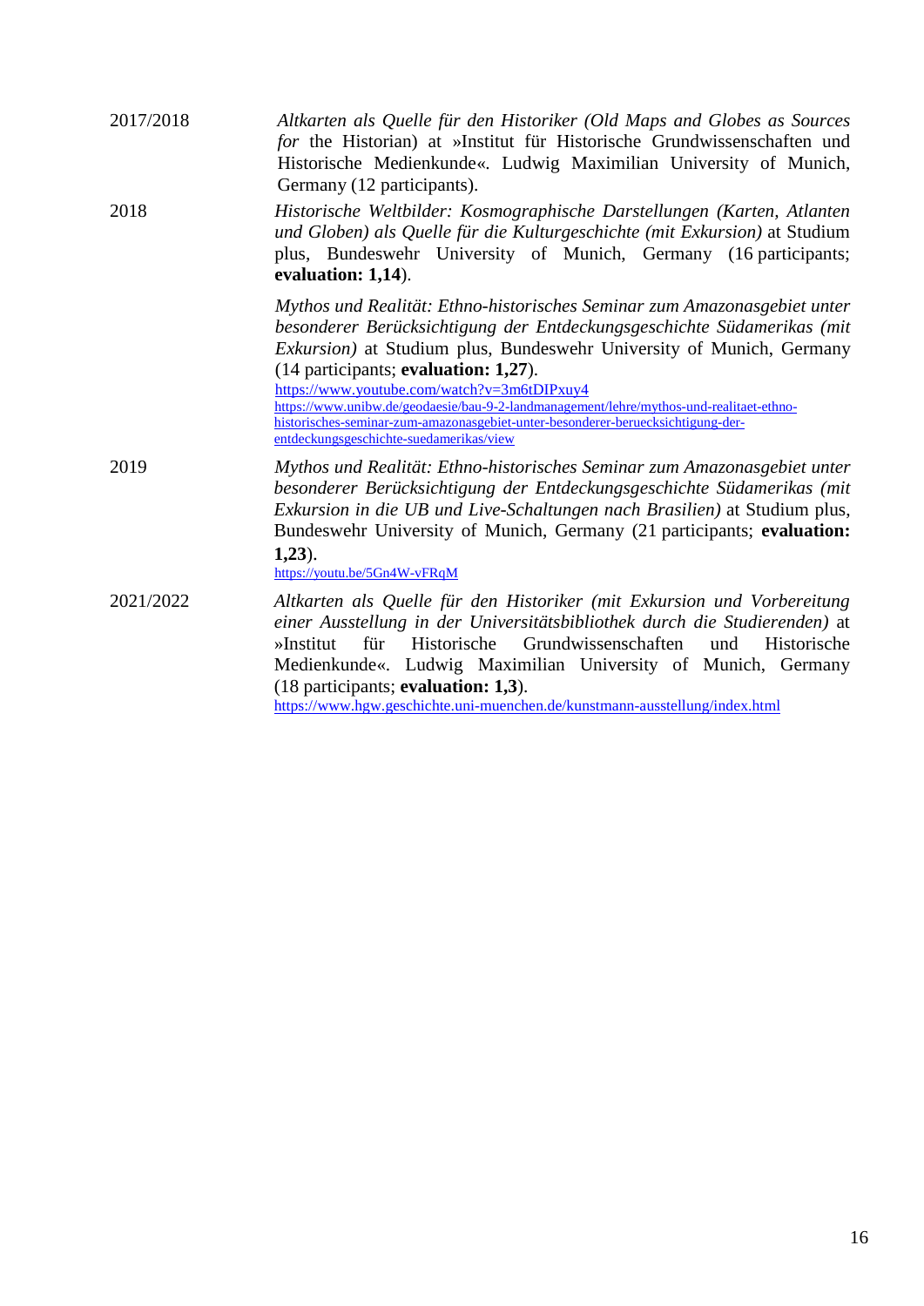| | |
|---|---|
| 2017/2018 | *Altkarten als Quelle für den Historiker (Old Maps and Globes as Sources for* the Historian) at »Institut für Historische Grundwissenschaften und Historische Medienkunde«. Ludwig Maximilian University of Munich, Germany (12 participants). |
| 2018 | *Historische Weltbilder: Kosmographische Darstellungen (Karten, Atlanten und Globen) als Quelle für die Kulturgeschichte (mit Exkursion)* at Studium plus, Bundeswehr University of Munich, Germany (16 participants; **evaluation: 1,14**). |
| | *Mythos und Realität: Ethno-historisches Seminar zum Amazonasgebiet unter besonderer Berücksichtigung der Entdeckungsgeschichte Südamerikas (mit Exkursion)* at Studium plus, Bundeswehr University of Munich, Germany (14 participants; **evaluation: 1,27**). https://www.youtube.com/watch?v=3m6tDIPxuy4 https://www.unibw.de/geodaesie/bau-9-2-landmanagement/lehre/mythos-und-realitaet-ethno-historisches-seminar-zum-amazonasgebiet-unter-besonderer-beruecksichtigung-der-entdeckungsgeschichte-suedamerikas/view |
| 2019 | *Mythos und Realität: Ethno-historisches Seminar zum Amazonasgebiet unter besonderer Berücksichtigung der Entdeckungsgeschichte Südamerikas (mit Exkursion in die UB und Live-Schaltungen nach Brasilien)* at Studium plus, Bundeswehr University of Munich, Germany (21 participants; **evaluation: 1,23**). https://youtu.be/5Gn4W-vFRqM |
| 2021/2022 | *Altkarten als Quelle für den Historiker (mit Exkursion und Vorbereitung einer Ausstellung in der Universitätsbibliothek durch die Studierenden)* at »Institut für Historische Grundwissenschaften und Historische Medienkunde«. Ludwig Maximilian University of Munich, Germany (18 participants; **evaluation: 1,3**). https://www.hgw.geschichte.uni-muenchen.de/kunstmann-ausstellung/index.html |